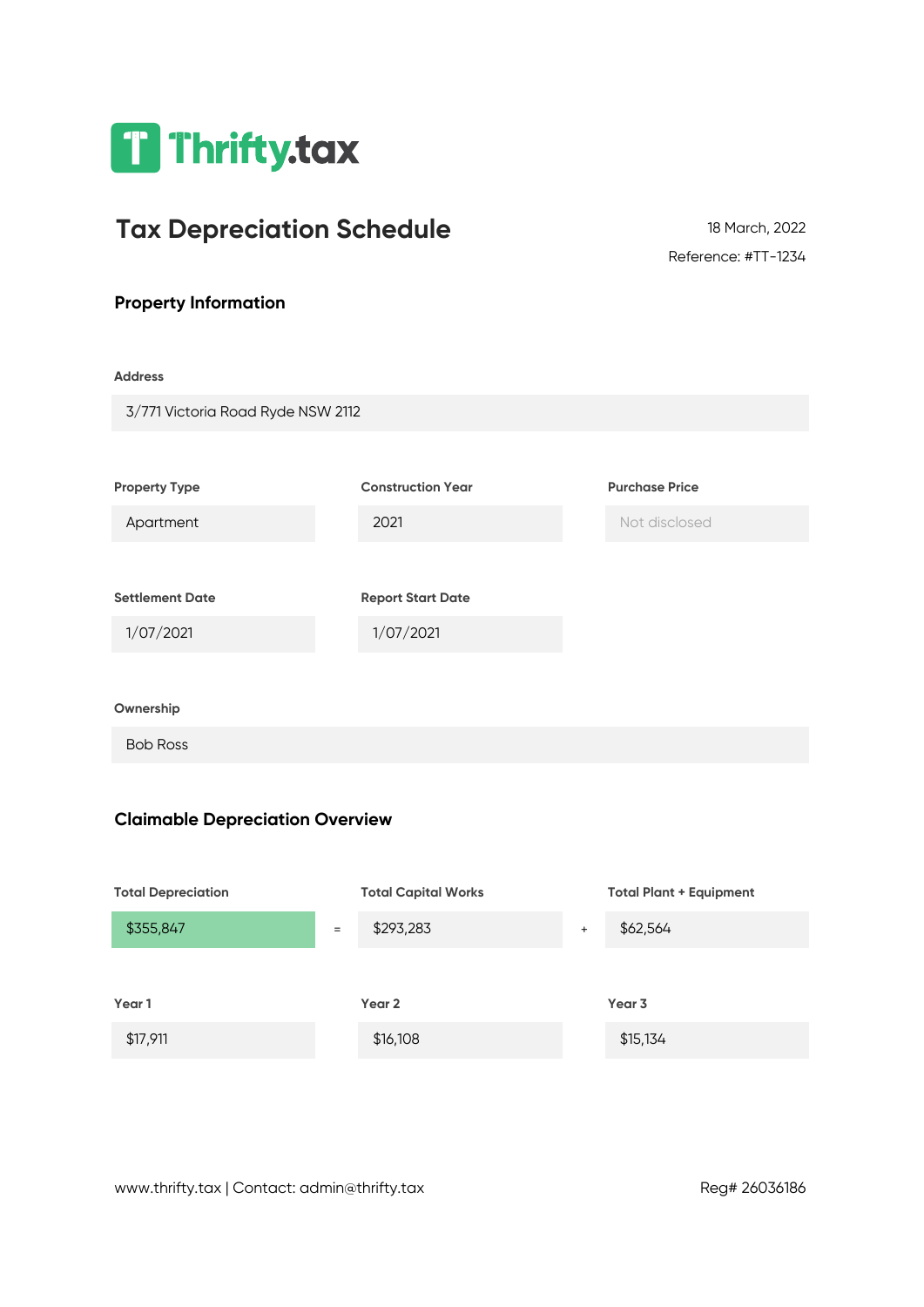Thrifty.tax

# Tax Depreciation Schedule

18 March, 2022

Reference: #TT-1234

## Property Information

**Address**

3/771 Victoria Road Ryde NSW 2112

| Property Type | Construction Year | Purchase Price |
| --- | --- | --- |
| Apartment | 2021 | Not disclosed |

| Settlement Date | Report Start Date |
| --- | --- |
| 1/07/2021 | 1/07/2021 |

**Ownership**

Bob Ross

## Claimable Depreciation Overview

| Total Depreciation | | Total Capital Works | | Total Plant + Equipment |
| --- | --- | --- | --- | --- |
| $355,847 | = | $293,283 | + | $62,564 |

| Year 1 | Year 2 | Year 3 |
| --- | --- | --- |
| $17,911 | $16,108 | $15,134 |

www.thrifty.tax | Contact: admin@thrifty.tax

Reg# 26036186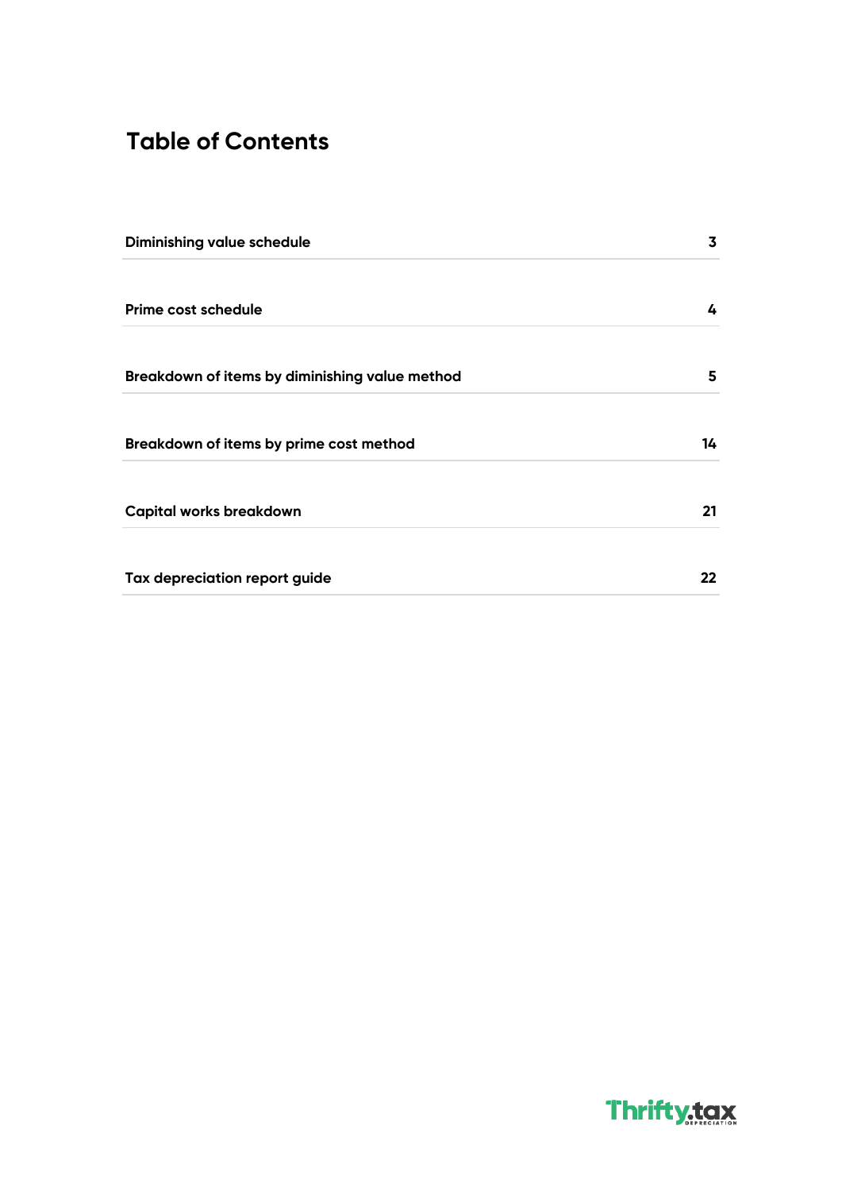# Table of Contents

| | |
|---|---|
| **Diminishing value schedule** | **3** |
| **Prime cost schedule** | **4** |
| **Breakdown of items by diminishing value method** | **5** |
| **Breakdown of items by prime cost method** | **14** |
| **Capital works breakdown** | **21** |
| **Tax depreciation report guide** | **22** |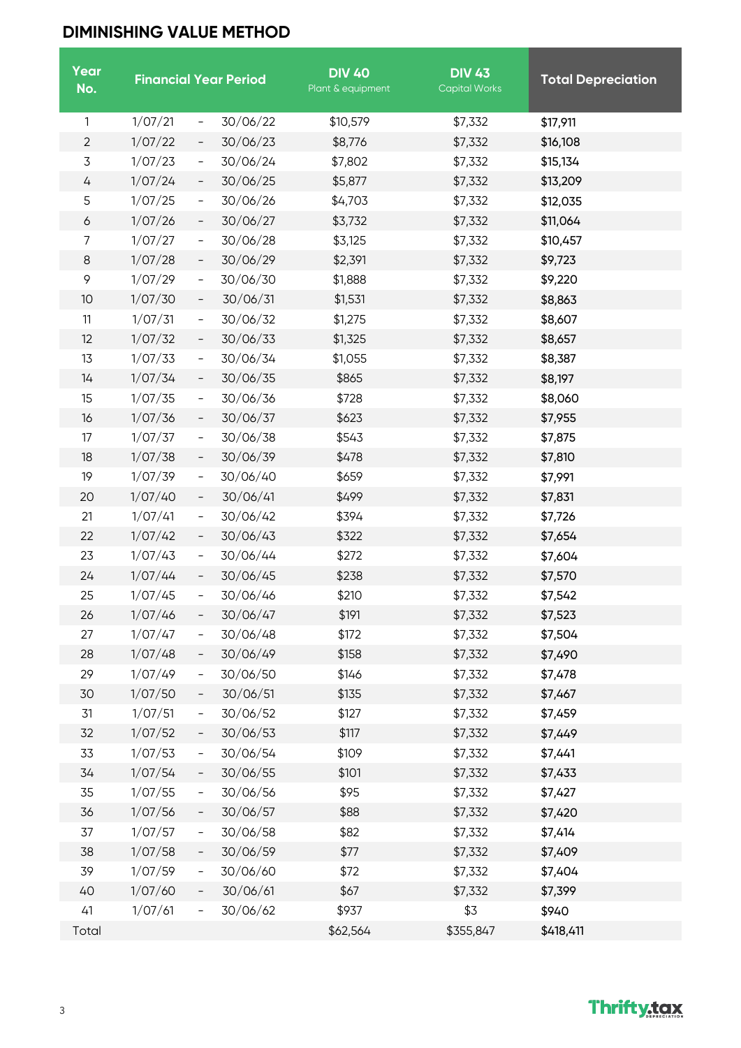## DIMINISHING VALUE METHOD

| Year No. | Financial Year Period | | | DIV 40 Plant & equipment | DIV 43 Capital Works | Total Depreciation |
|---|---|---|---|---|---|---|
| 1 | 1/07/21 | - | 30/06/22 | $10,579 | $7,332 | $17,911 |
| 2 | 1/07/22 | - | 30/06/23 | $8,776 | $7,332 | $16,108 |
| 3 | 1/07/23 | - | 30/06/24 | $7,802 | $7,332 | $15,134 |
| 4 | 1/07/24 | - | 30/06/25 | $5,877 | $7,332 | $13,209 |
| 5 | 1/07/25 | - | 30/06/26 | $4,703 | $7,332 | $12,035 |
| 6 | 1/07/26 | - | 30/06/27 | $3,732 | $7,332 | $11,064 |
| 7 | 1/07/27 | - | 30/06/28 | $3,125 | $7,332 | $10,457 |
| 8 | 1/07/28 | - | 30/06/29 | $2,391 | $7,332 | $9,723 |
| 9 | 1/07/29 | - | 30/06/30 | $1,888 | $7,332 | $9,220 |
| 10 | 1/07/30 | - | 30/06/31 | $1,531 | $7,332 | $8,863 |
| 11 | 1/07/31 | - | 30/06/32 | $1,275 | $7,332 | $8,607 |
| 12 | 1/07/32 | - | 30/06/33 | $1,325 | $7,332 | $8,657 |
| 13 | 1/07/33 | - | 30/06/34 | $1,055 | $7,332 | $8,387 |
| 14 | 1/07/34 | - | 30/06/35 | $865 | $7,332 | $8,197 |
| 15 | 1/07/35 | - | 30/06/36 | $728 | $7,332 | $8,060 |
| 16 | 1/07/36 | - | 30/06/37 | $623 | $7,332 | $7,955 |
| 17 | 1/07/37 | - | 30/06/38 | $543 | $7,332 | $7,875 |
| 18 | 1/07/38 | - | 30/06/39 | $478 | $7,332 | $7,810 |
| 19 | 1/07/39 | - | 30/06/40 | $659 | $7,332 | $7,991 |
| 20 | 1/07/40 | - | 30/06/41 | $499 | $7,332 | $7,831 |
| 21 | 1/07/41 | - | 30/06/42 | $394 | $7,332 | $7,726 |
| 22 | 1/07/42 | - | 30/06/43 | $322 | $7,332 | $7,654 |
| 23 | 1/07/43 | - | 30/06/44 | $272 | $7,332 | $7,604 |
| 24 | 1/07/44 | - | 30/06/45 | $238 | $7,332 | $7,570 |
| 25 | 1/07/45 | - | 30/06/46 | $210 | $7,332 | $7,542 |
| 26 | 1/07/46 | - | 30/06/47 | $191 | $7,332 | $7,523 |
| 27 | 1/07/47 | - | 30/06/48 | $172 | $7,332 | $7,504 |
| 28 | 1/07/48 | - | 30/06/49 | $158 | $7,332 | $7,490 |
| 29 | 1/07/49 | - | 30/06/50 | $146 | $7,332 | $7,478 |
| 30 | 1/07/50 | - | 30/06/51 | $135 | $7,332 | $7,467 |
| 31 | 1/07/51 | - | 30/06/52 | $127 | $7,332 | $7,459 |
| 32 | 1/07/52 | - | 30/06/53 | $117 | $7,332 | $7,449 |
| 33 | 1/07/53 | - | 30/06/54 | $109 | $7,332 | $7,441 |
| 34 | 1/07/54 | - | 30/06/55 | $101 | $7,332 | $7,433 |
| 35 | 1/07/55 | - | 30/06/56 | $95 | $7,332 | $7,427 |
| 36 | 1/07/56 | - | 30/06/57 | $88 | $7,332 | $7,420 |
| 37 | 1/07/57 | - | 30/06/58 | $82 | $7,332 | $7,414 |
| 38 | 1/07/58 | - | 30/06/59 | $77 | $7,332 | $7,409 |
| 39 | 1/07/59 | - | 30/06/60 | $72 | $7,332 | $7,404 |
| 40 | 1/07/60 | - | 30/06/61 | $67 | $7,332 | $7,399 |
| 41 | 1/07/61 | - | 30/06/62 | $937 | $3 | $940 |
| Total | | | | $62,564 | $355,847 | $418,411 |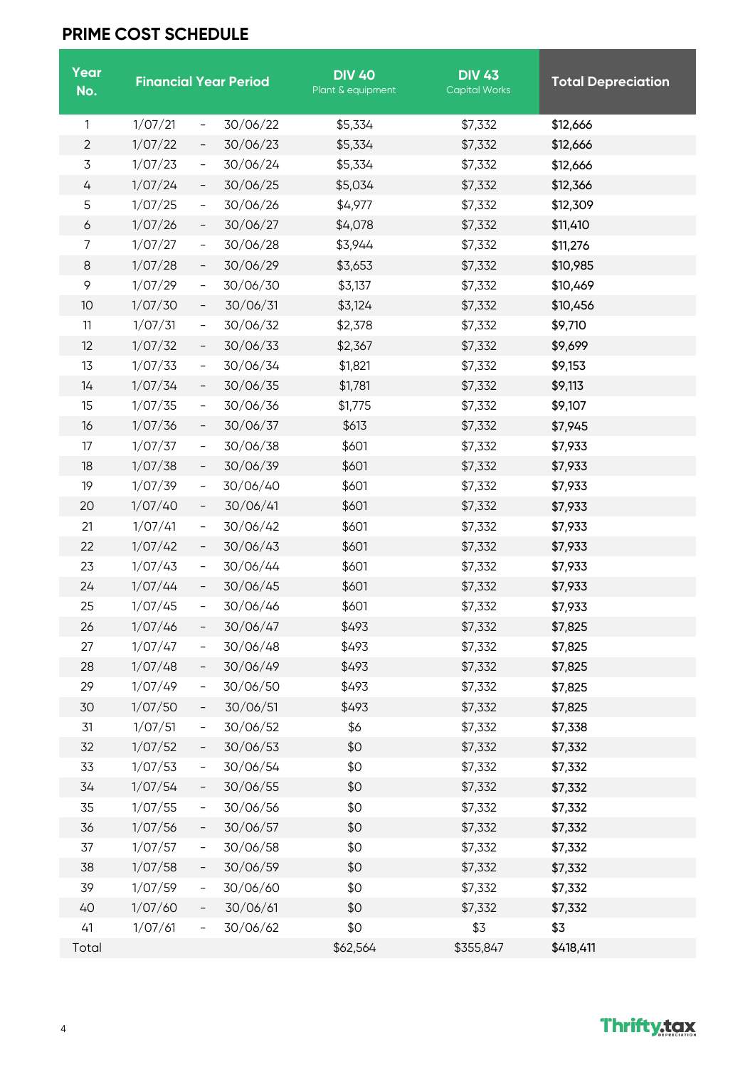## PRIME COST SCHEDULE

| Year No. | Financial Year Period | DIV 40 Plant & equipment | DIV 43 Capital Works | Total Depreciation |
|---|---|---|---|---|
| 1 | 1/07/21 - 30/06/22 | $5,334 | $7,332 | $12,666 |
| 2 | 1/07/22 - 30/06/23 | $5,334 | $7,332 | $12,666 |
| 3 | 1/07/23 - 30/06/24 | $5,334 | $7,332 | $12,666 |
| 4 | 1/07/24 - 30/06/25 | $5,034 | $7,332 | $12,366 |
| 5 | 1/07/25 - 30/06/26 | $4,977 | $7,332 | $12,309 |
| 6 | 1/07/26 - 30/06/27 | $4,078 | $7,332 | $11,410 |
| 7 | 1/07/27 - 30/06/28 | $3,944 | $7,332 | $11,276 |
| 8 | 1/07/28 - 30/06/29 | $3,653 | $7,332 | $10,985 |
| 9 | 1/07/29 - 30/06/30 | $3,137 | $7,332 | $10,469 |
| 10 | 1/07/30 - 30/06/31 | $3,124 | $7,332 | $10,456 |
| 11 | 1/07/31 - 30/06/32 | $2,378 | $7,332 | $9,710 |
| 12 | 1/07/32 - 30/06/33 | $2,367 | $7,332 | $9,699 |
| 13 | 1/07/33 - 30/06/34 | $1,821 | $7,332 | $9,153 |
| 14 | 1/07/34 - 30/06/35 | $1,781 | $7,332 | $9,113 |
| 15 | 1/07/35 - 30/06/36 | $1,775 | $7,332 | $9,107 |
| 16 | 1/07/36 - 30/06/37 | $613 | $7,332 | $7,945 |
| 17 | 1/07/37 - 30/06/38 | $601 | $7,332 | $7,933 |
| 18 | 1/07/38 - 30/06/39 | $601 | $7,332 | $7,933 |
| 19 | 1/07/39 - 30/06/40 | $601 | $7,332 | $7,933 |
| 20 | 1/07/40 - 30/06/41 | $601 | $7,332 | $7,933 |
| 21 | 1/07/41 - 30/06/42 | $601 | $7,332 | $7,933 |
| 22 | 1/07/42 - 30/06/43 | $601 | $7,332 | $7,933 |
| 23 | 1/07/43 - 30/06/44 | $601 | $7,332 | $7,933 |
| 24 | 1/07/44 - 30/06/45 | $601 | $7,332 | $7,933 |
| 25 | 1/07/45 - 30/06/46 | $601 | $7,332 | $7,933 |
| 26 | 1/07/46 - 30/06/47 | $493 | $7,332 | $7,825 |
| 27 | 1/07/47 - 30/06/48 | $493 | $7,332 | $7,825 |
| 28 | 1/07/48 - 30/06/49 | $493 | $7,332 | $7,825 |
| 29 | 1/07/49 - 30/06/50 | $493 | $7,332 | $7,825 |
| 30 | 1/07/50 - 30/06/51 | $493 | $7,332 | $7,825 |
| 31 | 1/07/51 - 30/06/52 | $6 | $7,332 | $7,338 |
| 32 | 1/07/52 - 30/06/53 | $0 | $7,332 | $7,332 |
| 33 | 1/07/53 - 30/06/54 | $0 | $7,332 | $7,332 |
| 34 | 1/07/54 - 30/06/55 | $0 | $7,332 | $7,332 |
| 35 | 1/07/55 - 30/06/56 | $0 | $7,332 | $7,332 |
| 36 | 1/07/56 - 30/06/57 | $0 | $7,332 | $7,332 |
| 37 | 1/07/57 - 30/06/58 | $0 | $7,332 | $7,332 |
| 38 | 1/07/58 - 30/06/59 | $0 | $7,332 | $7,332 |
| 39 | 1/07/59 - 30/06/60 | $0 | $7,332 | $7,332 |
| 40 | 1/07/60 - 30/06/61 | $0 | $7,332 | $7,332 |
| 41 | 1/07/61 - 30/06/62 | $0 | $3 | $3 |
| Total | | $62,564 | $355,847 | $418,411 |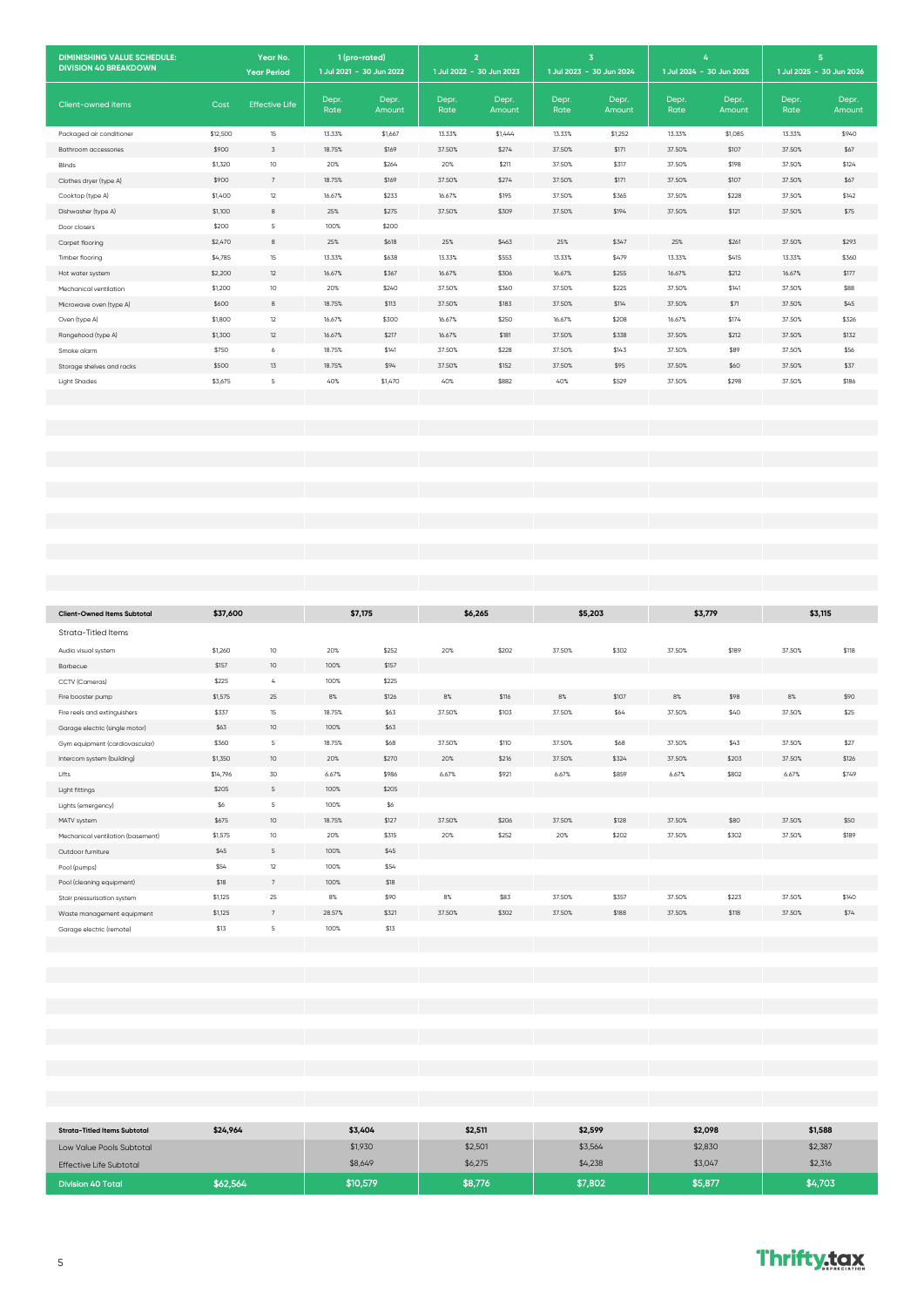| DIMINISHING VALUE SCHEDULE: DIVISION 40 BREAKDOWN | | Year No. Year Period | 1 (pro-rated) 1 Jul 2021 - 30 Jun 2022 | | 2 1 Jul 2022 - 30 Jun 2023 | | 3 1 Jul 2023 - 30 Jun 2024 | | 4 1 Jul 2024 - 30 Jun 2025 | | 5 1 Jul 2025 - 30 Jun 2026 | |
|---|---|---|---|---|---|---|---|---|---|---|---|---|
| Client-owned items | Cost | Effective Life | Depr. Rate | Depr. Amount | Depr. Rate | Depr. Amount | Depr. Rate | Depr. Amount | Depr. Rate | Depr. Amount | Depr. Rate | Depr. Amount |
| Packaged air conditioner | $12,500 | 15 | 13.33% | $1,667 | 13.33% | $1,444 | 13.33% | $1,252 | 13.33% | $1,085 | 13.33% | $940 |
| Bathroom accessories | $900 | 3 | 18.75% | $169 | 37.50% | $274 | 37.50% | $171 | 37.50% | $107 | 37.50% | $67 |
| Blinds | $1,320 | 10 | 20% | $264 | 20% | $211 | 37.50% | $317 | 37.50% | $198 | 37.50% | $124 |
| Clothes dryer (type A) | $900 | 7 | 18.75% | $169 | 37.50% | $274 | 37.50% | $171 | 37.50% | $107 | 37.50% | $67 |
| Cooktop (type A) | $1,400 | 12 | 16.67% | $233 | 16.67% | $195 | 37.50% | $365 | 37.50% | $228 | 37.50% | $142 |
| Dishwasher (type A) | $1,100 | 8 | 25% | $275 | 37.50% | $309 | 37.50% | $194 | 37.50% | $121 | 37.50% | $75 |
| Door closers | $200 | 5 | 100% | $200 | | | | | | | | |
| Carpet flooring | $2,470 | 8 | 25% | $618 | 25% | $463 | 25% | $347 | 25% | $261 | 37.50% | $293 |
| Timber flooring | $4,785 | 15 | 13.33% | $638 | 13.33% | $553 | 13.33% | $479 | 13.33% | $415 | 13.33% | $360 |
| Hot water system | $2,200 | 12 | 16.67% | $367 | 16.67% | $306 | 16.67% | $255 | 16.67% | $212 | 16.67% | $177 |
| Mechanical ventilation | $1,200 | 10 | 20% | $240 | 37.50% | $360 | 37.50% | $225 | 37.50% | $141 | 37.50% | $88 |
| Microwave oven (type A) | $600 | 8 | 18.75% | $113 | 37.50% | $183 | 37.50% | $114 | 37.50% | $71 | 37.50% | $45 |
| Oven (type A) | $1,800 | 12 | 16.67% | $300 | 16.67% | $250 | 16.67% | $208 | 16.67% | $174 | 37.50% | $326 |
| Rangehood (type A) | $1,300 | 12 | 16.67% | $217 | 16.67% | $181 | 37.50% | $338 | 37.50% | $212 | 37.50% | $132 |
| Smoke alarm | $750 | 6 | 18.75% | $141 | 37.50% | $228 | 37.50% | $143 | 37.50% | $89 | 37.50% | $56 |
| Storage shelves and racks | $500 | 13 | 18.75% | $94 | 37.50% | $152 | 37.50% | $95 | 37.50% | $60 | 37.50% | $37 |
| Light Shades | $3,675 | 5 | 40% | $1,470 | 40% | $882 | 40% | $529 | 37.50% | $298 | 37.50% | $186 |
| **Client-Owned Items Subtotal** | **$37,600** | | | **$7,175** | | **$6,265** | | **$5,203** | | **$3,779** | | **$3,115** |
| Strata-Titled Items | | | | | | | | | | | | |
| Audio visual system | $1,260 | 10 | 20% | $252 | 20% | $202 | 37.50% | $302 | 37.50% | $189 | 37.50% | $118 |
| Barbecue | $157 | 10 | 100% | $157 | | | | | | | | |
| CCTV (Cameras) | $225 | 4 | 100% | $225 | | | | | | | | |
| Fire booster pump | $1,575 | 25 | 8% | $126 | 8% | $116 | 8% | $107 | 8% | $98 | 8% | $90 |
| Fire reels and extinguishers | $337 | 15 | 18.75% | $63 | 37.50% | $103 | 37.50% | $64 | 37.50% | $40 | 37.50% | $25 |
| Garage electric (single motor) | $63 | 10 | 100% | $63 | | | | | | | | |
| Gym equipment (cardiovascular) | $360 | 5 | 18.75% | $68 | 37.50% | $110 | 37.50% | $68 | 37.50% | $43 | 37.50% | $27 |
| Intercom system (building) | $1,350 | 10 | 20% | $270 | 20% | $216 | 37.50% | $324 | 37.50% | $203 | 37.50% | $126 |
| Lifts | $14,796 | 30 | 6.67% | $986 | 6.67% | $921 | 6.67% | $859 | 6.67% | $802 | 6.67% | $749 |
| Light fittings | $205 | 5 | 100% | $205 | | | | | | | | |
| Lights (emergency) | $6 | 5 | 100% | $6 | | | | | | | | |
| MATV system | $675 | 10 | 18.75% | $127 | 37.50% | $206 | 37.50% | $128 | 37.50% | $80 | 37.50% | $50 |
| Mechanical ventilation (basement) | $1,575 | 10 | 20% | $315 | 20% | $252 | 20% | $202 | 37.50% | $302 | 37.50% | $189 |
| Outdoor furniture | $45 | 5 | 100% | $45 | | | | | | | | |
| Pool (pumps) | $54 | 12 | 100% | $54 | | | | | | | | |
| Pool (cleaning equipment) | $18 | 7 | 100% | $18 | | | | | | | | |
| Stair pressurisation system | $1,125 | 25 | 8% | $90 | 8% | $83 | 37.50% | $357 | 37.50% | $223 | 37.50% | $140 |
| Waste management equipment | $1,125 | 7 | 28.57% | $321 | 37.50% | $302 | 37.50% | $188 | 37.50% | $118 | 37.50% | $74 |
| Garage electric (remote) | $13 | 5 | 100% | $13 | | | | | | | | |
| **Strata-Titled Items Subtotal** | **$24,964** | | | **$3,404** | | **$2,511** | | **$2,599** | | **$2,098** | | **$1,588** |
| Low Value Pools Subtotal | | | | $1,930 | | $2,501 | | $3,564 | | $2,830 | | $2,387 |
| Effective Life Subtotal | | | | $8,649 | | $6,275 | | $4,238 | | $3,047 | | $2,316 |
| **Division 40 Total** | **$62,564** | | | **$10,579** | | **$8,776** | | **$7,802** | | **$5,877** | | **$4,703** |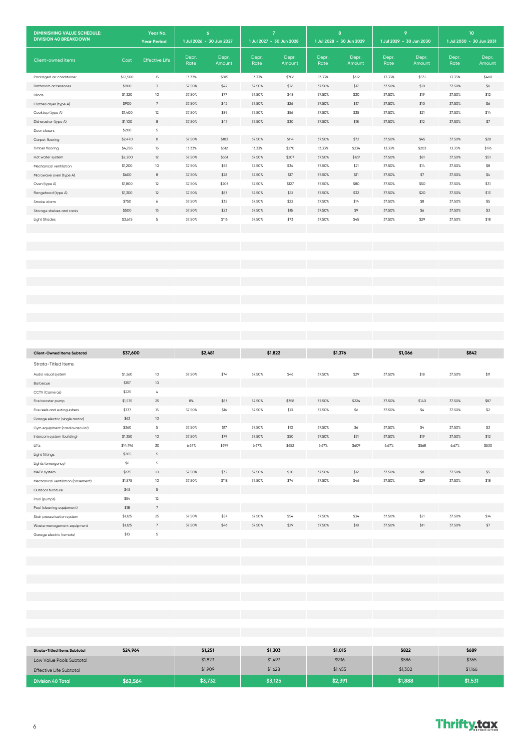| DIMINISHING VALUE SCHEDULE: DIVISION 40 BREAKDOWN | | Year No. / Year Period | 6 / 1 Jul 2026 - 30 Jun 2027 | | 7 / 1 Jul 2027 - 30 Jun 2028 | | 8 / 1 Jul 2028 - 30 Jun 2029 | | 9 / 1 Jul 2029 - 30 Jun 2030 | | 10 / 1 Jul 2030 - 30 Jun 2031 | |
|---|---|---|---|---|---|---|---|---|---|---|---|---|
| Client-owned items | Cost | Effective Life | Depr. Rate | Depr. Amount | Depr. Rate | Depr. Amount | Depr. Rate | Depr. Amount | Depr. Rate | Depr. Amount | Depr. Rate | Depr. Amount |
| Packaged air conditioner | $12,500 | 15 | 13.33% | $815 | 13.33% | $706 | 13.33% | $612 | 13.33% | $531 | 13.33% | $460 |
| Bathroom accessories | $900 | 3 | 37.50% | $42 | 37.50% | $26 | 37.50% | $17 | 37.50% | $10 | 37.50% | $6 |
| Blinds | $1,320 | 10 | 37.50% | $77 | 37.50% | $48 | 37.50% | $30 | 37.50% | $19 | 37.50% | $12 |
| Clothes dryer (type A) | $900 | 7 | 37.50% | $42 | 37.50% | $26 | 37.50% | $17 | 37.50% | $10 | 37.50% | $6 |
| Cooktop (type A) | $1,400 | 12 | 37.50% | $89 | 37.50% | $56 | 37.50% | $35 | 37.50% | $21 | 37.50% | $14 |
| Dishwasher (type A) | $1,100 | 8 | 37.50% | $47 | 37.50% | $30 | 37.50% | $18 | 37.50% | $12 | 37.50% | $7 |
| Door closers | $200 | 5 | | | | | | | | | | |
| Carpet flooring | $2,470 | 8 | 37.50% | $183 | 37.50% | $114 | 37.50% | $72 | 37.50% | $45 | 37.50% | $28 |
| Timber flooring | $4,785 | 15 | 13.33% | $312 | 13.33% | $270 | 13.33% | $234 | 13.33% | $203 | 13.33% | $176 |
| Hot water system | $2,200 | 12 | 37.50% | $331 | 37.50% | $207 | 37.50% | $129 | 37.50% | $81 | 37.50% | $51 |
| Mechanical ventilation | $1,200 | 10 | 37.50% | $55 | 37.50% | $34 | 37.50% | $21 | 37.50% | $14 | 37.50% | $8 |
| Microwave oven (type A) | $600 | 8 | 37.50% | $28 | 37.50% | $17 | 37.50% | $11 | 37.50% | $7 | 37.50% | $4 |
| Oven (type A) | $1,800 | 12 | 37.50% | $203 | 37.50% | $127 | 37.50% | $80 | 37.50% | $50 | 37.50% | $31 |
| Rangehood (type A) | $1,300 | 12 | 37.50% | $83 | 37.50% | $51 | 37.50% | $32 | 37.50% | $20 | 37.50% | $13 |
| Smoke alarm | $750 | 6 | 37.50% | $35 | 37.50% | $22 | 37.50% | $14 | 37.50% | $8 | 37.50% | $5 |
| Storage shelves and racks | $500 | 13 | 37.50% | $23 | 37.50% | $15 | 37.50% | $9 | 37.50% | $6 | 37.50% | $3 |
| Light Shades | $3,675 | 5 | 37.50% | $116 | 37.50% | $73 | 37.50% | $45 | 37.50% | $29 | 37.50% | $18 |
| **Client-Owned Items Subtotal** | **$37,600** | | | **$2,481** | | **$1,822** | | **$1,376** | | **$1,066** | | **$842** |
| Strata-Titled Items | | | | | | | | | | | | |
| Audio visual system | $1,260 | 10 | 37.50% | $74 | 37.50% | $46 | 37.50% | $29 | 37.50% | $18 | 37.50% | $11 |
| Barbecue | $157 | 10 | | | | | | | | | | |
| CCTV (Cameras) | $225 | 4 | | | | | | | | | | |
| Fire booster pump | $1,575 | 25 | 8% | $83 | 37.50% | $358 | 37.50% | $224 | 37.50% | $140 | 37.50% | $87 |
| Fire reels and extinguishers | $337 | 15 | 37.50% | $16 | 37.50% | $10 | 37.50% | $6 | 37.50% | $4 | 37.50% | $2 |
| Garage electric (single motor) | $63 | 10 | | | | | | | | | | |
| Gym equipment (cardiovascular) | $360 | 5 | 37.50% | $17 | 37.50% | $10 | 37.50% | $6 | 37.50% | $4 | 37.50% | $3 |
| Intercom system (building) | $1,350 | 10 | 37.50% | $79 | 37.50% | $50 | 37.50% | $31 | 37.50% | $19 | 37.50% | $12 |
| Lifts | $14,796 | 30 | 6.67% | $699 | 6.67% | $652 | 6.67% | $609 | 6.67% | $568 | 6.67% | $530 |
| Light fittings | $205 | 5 | | | | | | | | | | |
| Lights (emergency) | $6 | 5 | | | | | | | | | | |
| MATV system | $675 | 10 | 37.50% | $32 | 37.50% | $20 | 37.50% | $12 | 37.50% | $8 | 37.50% | $5 |
| Mechanical ventilation (basement) | $1,575 | 10 | 37.50% | $118 | 37.50% | $74 | 37.50% | $46 | 37.50% | $29 | 37.50% | $18 |
| Outdoor furniture | $45 | 5 | | | | | | | | | | |
| Pool (pumps) | $54 | 12 | | | | | | | | | | |
| Pool (cleaning equipment) | $18 | 7 | | | | | | | | | | |
| Stair pressurisation system | $1,125 | 25 | 37.50% | $87 | 37.50% | $54 | 37.50% | $34 | 37.50% | $21 | 37.50% | $14 |
| Waste management equipment | $1,125 | 7 | 37.50% | $46 | 37.50% | $29 | 37.50% | $18 | 37.50% | $11 | 37.50% | $7 |
| Garage electric (remote) | $13 | 5 | | | | | | | | | | |
| **Strata-Titled Items Subtotal** | **$24,964** | | | **$1,251** | | **$1,303** | | **$1,015** | | **$822** | | **$689** |
| Low Value Pools Subtotal | | | | $1,823 | | $1,497 | | $936 | | $586 | | $365 |
| Effective Life Subtotal | | | | $1,909 | | $1,628 | | $1,455 | | $1,302 | | $1,166 |
| **Division 40 Total** | **$62,564** | | | **$3,732** | | **$3,125** | | **$2,391** | | **$1,888** | | **$1,531** |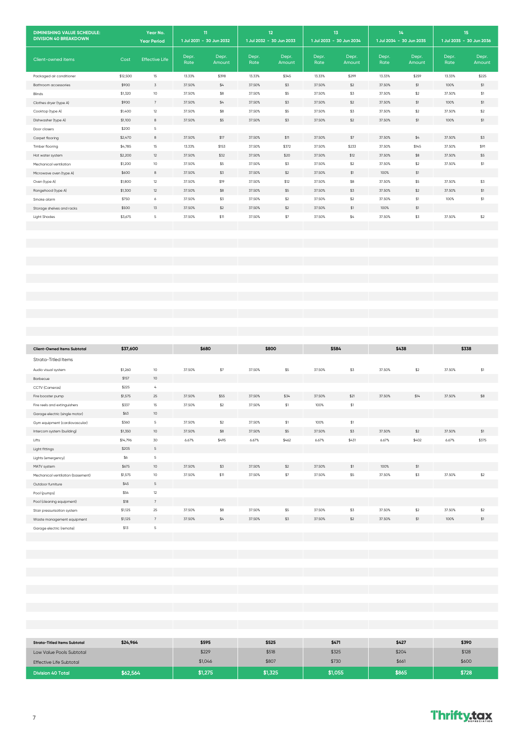| DIMINISHING VALUE SCHEDULE: DIVISION 40 BREAKDOWN | | Year No. / Year Period | 11 | | 12 | | 13 | | 14 | | 15 | |
|---|---|---|---|---|---|---|---|---|---|---|---|---|
| | | | 1 Jul 2031 - 30 Jun 2032 | | 1 Jul 2032 - 30 Jun 2033 | | 1 Jul 2033 - 30 Jun 2034 | | 1 Jul 2034 - 30 Jun 2035 | | 1 Jul 2035 - 30 Jun 2036 | |
| Client-owned items | Cost | Effective Life | Depr. Rate | Depr. Amount | Depr. Rate | Depr. Amount | Depr. Rate | Depr. Amount | Depr. Rate | Depr. Amount | Depr. Rate | Depr. Amount |
| Packaged air conditioner | $12,500 | 15 | 13.33% | $398 | 13.33% | $345 | 13.33% | $299 | 13.33% | $259 | 13.33% | $225 |
| Bathroom accessories | $900 | 3 | 37.50% | $4 | 37.50% | $3 | 37.50% | $2 | 37.50% | $1 | 100% | $1 |
| Blinds | $1,320 | 10 | 37.50% | $8 | 37.50% | $5 | 37.50% | $3 | 37.50% | $2 | 37.50% | $1 |
| Clothes dryer (type A) | $900 | 7 | 37.50% | $4 | 37.50% | $3 | 37.50% | $2 | 37.50% | $1 | 100% | $1 |
| Cooktop (type A) | $1,400 | 12 | 37.50% | $8 | 37.50% | $5 | 37.50% | $3 | 37.50% | $2 | 37.50% | $2 |
| Dishwasher (type A) | $1,100 | 8 | 37.50% | $5 | 37.50% | $3 | 37.50% | $2 | 37.50% | $1 | 100% | $1 |
| Door closers | $200 | 5 | | | | | | | | | | |
| Carpet flooring | $2,470 | 8 | 37.50% | $17 | 37.50% | $11 | 37.50% | $7 | 37.50% | $4 | 37.50% | $3 |
| Timber flooring | $4,785 | 15 | 13.33% | $153 | 37.50% | $372 | 37.50% | $233 | 37.50% | $145 | 37.50% | $91 |
| Hot water system | $2,200 | 12 | 37.50% | $32 | 37.50% | $20 | 37.50% | $12 | 37.50% | $8 | 37.50% | $5 |
| Mechanical ventilation | $1,200 | 10 | 37.50% | $5 | 37.50% | $3 | 37.50% | $2 | 37.50% | $2 | 37.50% | $1 |
| Microwave oven (type A) | $600 | 8 | 37.50% | $3 | 37.50% | $2 | 37.50% | $1 | 100% | $1 | | |
| Oven (type A) | $1,800 | 12 | 37.50% | $19 | 37.50% | $12 | 37.50% | $8 | 37.50% | $5 | 37.50% | $3 |
| Rangehood (type A) | $1,300 | 12 | 37.50% | $8 | 37.50% | $5 | 37.50% | $3 | 37.50% | $2 | 37.50% | $1 |
| Smoke alarm | $750 | 6 | 37.50% | $3 | 37.50% | $2 | 37.50% | $2 | 37.50% | $1 | 100% | $1 |
| Storage shelves and racks | $500 | 13 | 37.50% | $2 | 37.50% | $2 | 37.50% | $1 | 100% | $1 | | |
| Light Shades | $3,675 | 5 | 37.50% | $11 | 37.50% | $7 | 37.50% | $4 | 37.50% | $3 | 37.50% | $2 |
| **Client-Owned Items Subtotal** | **$37,600** | | **$680** | | **$800** | | **$584** | | **$438** | | **$338** | |
| Strata-Titled Items | | | | | | | | | | | | |
| Audio visual system | $1,260 | 10 | 37.50% | $7 | 37.50% | $5 | 37.50% | $3 | 37.50% | $2 | 37.50% | $1 |
| Barbecue | $157 | 10 | | | | | | | | | | |
| CCTV (Cameras) | $225 | 4 | | | | | | | | | | |
| Fire booster pump | $1,575 | 25 | 37.50% | $55 | 37.50% | $34 | 37.50% | $21 | 37.50% | $14 | 37.50% | $8 |
| Fire reels and extinguishers | $337 | 15 | 37.50% | $2 | 37.50% | $1 | 100% | $1 | | | | |
| Garage electric (single motor) | $63 | 10 | | | | | | | | | | |
| Gym equipment (cardiovascular) | $360 | 5 | 37.50% | $2 | 37.50% | $1 | 100% | $1 | | | | |
| Intercom system (building) | $1,350 | 10 | 37.50% | $8 | 37.50% | $5 | 37.50% | $3 | 37.50% | $2 | 37.50% | $1 |
| Lifts | $14,796 | 30 | 6.67% | $495 | 6.67% | $462 | 6.67% | $431 | 6.67% | $402 | 6.67% | $375 |
| Light fittings | $205 | 5 | | | | | | | | | | |
| Lights (emergency) | $6 | 5 | | | | | | | | | | |
| MATV system | $675 | 10 | 37.50% | $3 | 37.50% | $2 | 37.50% | $1 | 100% | $1 | | |
| Mechanical ventilation (basement) | $1,575 | 10 | 37.50% | $11 | 37.50% | $7 | 37.50% | $5 | 37.50% | $3 | 37.50% | $2 |
| Outdoor furniture | $45 | 5 | | | | | | | | | | |
| Pool (pumps) | $54 | 12 | | | | | | | | | | |
| Pool (cleaning equipment) | $18 | 7 | | | | | | | | | | |
| Stair pressurisation system | $1,125 | 25 | 37.50% | $8 | 37.50% | $5 | 37.50% | $3 | 37.50% | $2 | 37.50% | $2 |
| Waste management equipment | $1,125 | 7 | 37.50% | $4 | 37.50% | $3 | 37.50% | $2 | 37.50% | $1 | 100% | $1 |
| Garage electric (remote) | $13 | 5 | | | | | | | | | | |
| **Strata-Titled Items Subtotal** | **$24,964** | | **$595** | | **$525** | | **$471** | | **$427** | | **$390** | |
| Low Value Pools Subtotal | | | $229 | | $518 | | $325 | | $204 | | $128 | |
| Effective Life Subtotal | | | $1,046 | | $807 | | $730 | | $661 | | $600 | |
| **Division 40 Total** | **$62,564** | | **$1,275** | | **$1,325** | | **$1,055** | | **$865** | | **$728** | |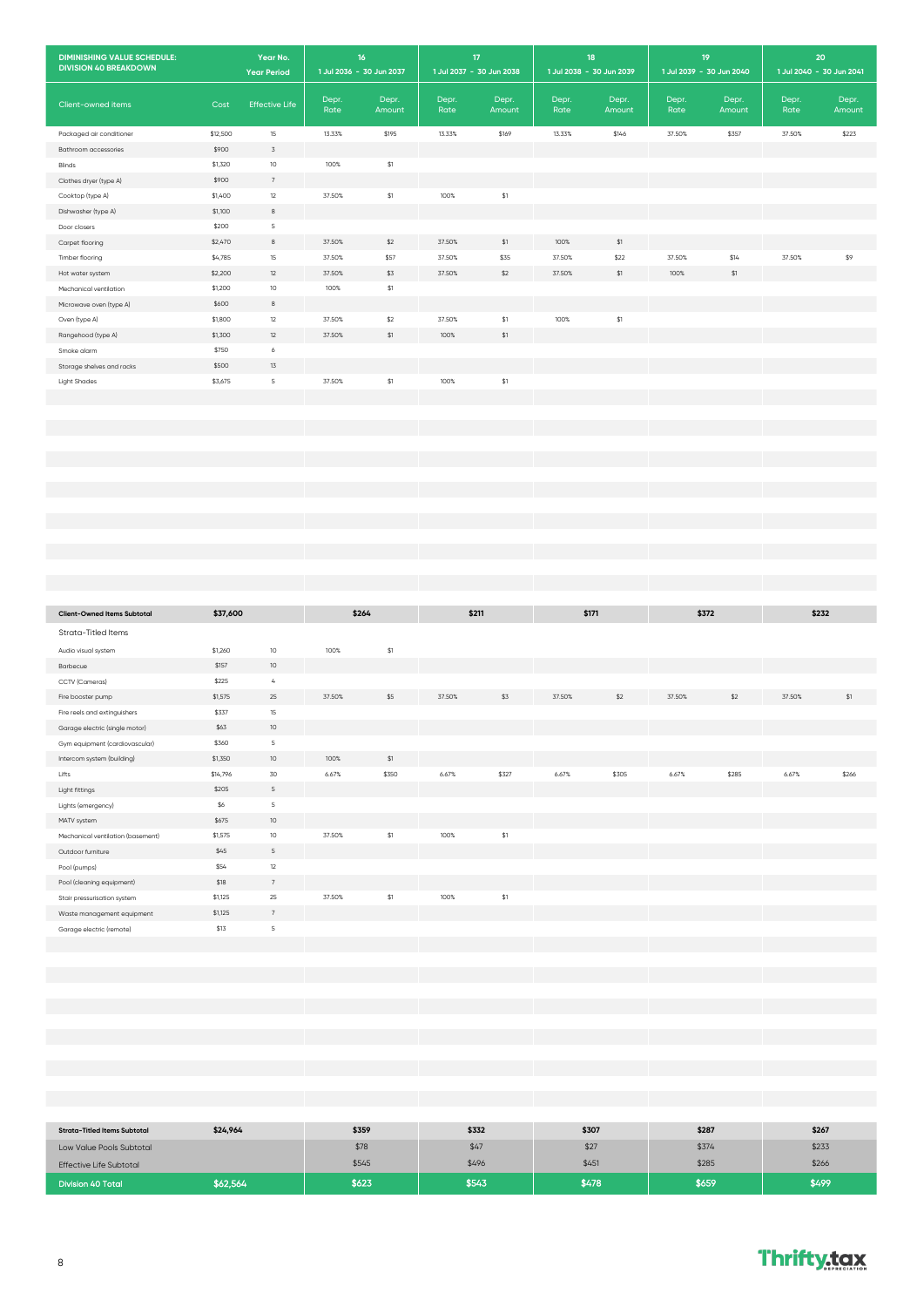| DIMINISHING VALUE SCHEDULE: DIVISION 40 BREAKDOWN | | Year No. | 16 | | 17 | | 18 | | 19 | | 20 | |
|---|---|---|---|---|---|---|---|---|---|---|---|---|
| | | Year Period | 1 Jul 2036 - 30 Jun 2037 | | 1 Jul 2037 - 30 Jun 2038 | | 1 Jul 2038 - 30 Jun 2039 | | 1 Jul 2039 - 30 Jun 2040 | | 1 Jul 2040 - 30 Jun 2041 | |
| Client-owned items | Cost | Effective Life | Depr. Rate | Depr. Amount | Depr. Rate | Depr. Amount | Depr. Rate | Depr. Amount | Depr. Rate | Depr. Amount | Depr. Rate | Depr. Amount |
| Packaged air conditioner | $12,500 | 15 | 13.33% | $195 | 13.33% | $169 | 13.33% | $146 | 37.50% | $357 | 37.50% | $223 |
| Bathroom accessories | $900 | 3 | | | | | | | | | | |
| Blinds | $1,320 | 10 | 100% | $1 | | | | | | | | |
| Clothes dryer (type A) | $900 | 7 | | | | | | | | | | |
| Cooktop (type A) | $1,400 | 12 | 37.50% | $1 | 100% | $1 | | | | | | |
| Dishwasher (type A) | $1,100 | 8 | | | | | | | | | | |
| Door closers | $200 | 5 | | | | | | | | | | |
| Carpet flooring | $2,470 | 8 | 37.50% | $2 | 37.50% | $1 | 100% | $1 | | | | |
| Timber flooring | $4,785 | 15 | 37.50% | $57 | 37.50% | $35 | 37.50% | $22 | 37.50% | $14 | 37.50% | $9 |
| Hot water system | $2,200 | 12 | 37.50% | $3 | 37.50% | $2 | 37.50% | $1 | 100% | $1 | | |
| Mechanical ventilation | $1,200 | 10 | 100% | $1 | | | | | | | | |
| Microwave oven (type A) | $600 | 8 | | | | | | | | | | |
| Oven (type A) | $1,800 | 12 | 37.50% | $2 | 37.50% | $1 | 100% | $1 | | | | |
| Rangehood (type A) | $1,300 | 12 | 37.50% | $1 | 100% | $1 | | | | | | |
| Smoke alarm | $750 | 6 | | | | | | | | | | |
| Storage shelves and racks | $500 | 13 | | | | | | | | | | |
| Light Shades | $3,675 | 5 | 37.50% | $1 | 100% | $1 | | | | | | |
| **Client-Owned Items Subtotal** | **$37,600** | | **$264** | | **$211** | | **$171** | | **$372** | | **$232** | |
| Strata-Titled Items | | | | | | | | | | | | |
| Audio visual system | $1,260 | 10 | 100% | $1 | | | | | | | | |
| Barbecue | $157 | 10 | | | | | | | | | | |
| CCTV (Cameras) | $225 | 4 | | | | | | | | | | |
| Fire booster pump | $1,575 | 25 | 37.50% | $5 | 37.50% | $3 | 37.50% | $2 | 37.50% | $2 | 37.50% | $1 |
| Fire reels and extinguishers | $337 | 15 | | | | | | | | | | |
| Garage electric (single motor) | $63 | 10 | | | | | | | | | | |
| Gym equipment (cardiovascular) | $360 | 5 | | | | | | | | | | |
| Intercom system (building) | $1,350 | 10 | 100% | $1 | | | | | | | | |
| Lifts | $14,796 | 30 | 6.67% | $350 | 6.67% | $327 | 6.67% | $305 | 6.67% | $285 | 6.67% | $266 |
| Light fittings | $205 | 5 | | | | | | | | | | |
| Lights (emergency) | $6 | 5 | | | | | | | | | | |
| MATV system | $675 | 10 | | | | | | | | | | |
| Mechanical ventilation (basement) | $1,575 | 10 | 37.50% | $1 | 100% | $1 | | | | | | |
| Outdoor furniture | $45 | 5 | | | | | | | | | | |
| Pool (pumps) | $54 | 12 | | | | | | | | | | |
| Pool (cleaning equipment) | $18 | 7 | | | | | | | | | | |
| Stair pressurisation system | $1,125 | 25 | 37.50% | $1 | 100% | $1 | | | | | | |
| Waste management equipment | $1,125 | 7 | | | | | | | | | | |
| Garage electric (remote) | $13 | 5 | | | | | | | | | | |
| **Strata-Titled Items Subtotal** | **$24,964** | | **$359** | | **$332** | | **$307** | | **$287** | | **$267** | |
| Low Value Pools Subtotal | | | $78 | | $47 | | $27 | | $374 | | $233 | |
| Effective Life Subtotal | | | $545 | | $496 | | $451 | | $285 | | $266 | |
| **Division 40 Total** | **$62,564** | | **$623** | | **$543** | | **$478** | | **$659** | | **$499** | |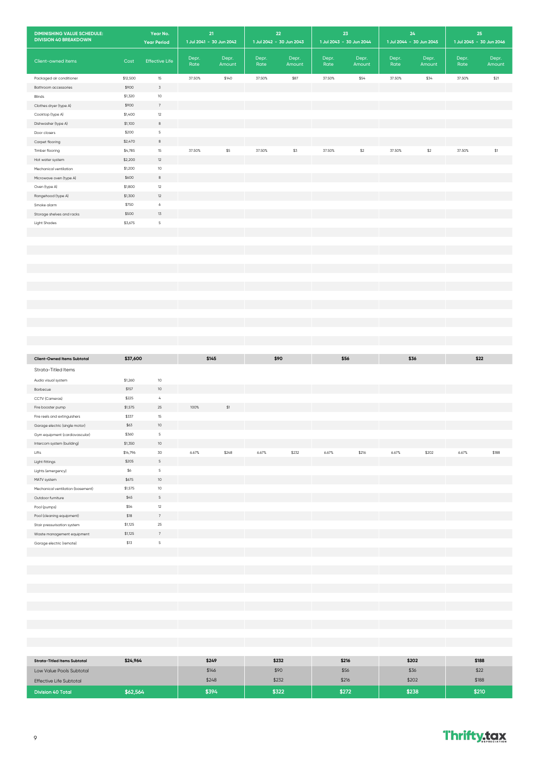| DIMINISHING VALUE SCHEDULE: DIVISION 40 BREAKDOWN | Year No. | | 21 | | 22 | | 23 | | 24 | | 25 | |
|---|---|---|---|---|---|---|---|---|---|---|---|---|
| | Year Period | | 1 Jul 2041 - 30 Jun 2042 | | 1 Jul 2042 - 30 Jun 2043 | | 1 Jul 2043 - 30 Jun 2044 | | 1 Jul 2044 - 30 Jun 2045 | | 1 Jul 2045 - 30 Jun 2046 | |
| Client-owned items | Cost | Effective Life | Depr. Rate | Depr. Amount | Depr. Rate | Depr. Amount | Depr. Rate | Depr. Amount | Depr. Rate | Depr. Amount | Depr. Rate | Depr. Amount |
| Packaged air conditioner | $12,500 | 15 | 37.50% | $140 | 37.50% | $87 | 37.50% | $54 | 37.50% | $34 | 37.50% | $21 |
| Bathroom accessories | $900 | 3 | | | | | | | | | | |
| Blinds | $1,320 | 10 | | | | | | | | | | |
| Clothes dryer (type A) | $900 | 7 | | | | | | | | | | |
| Cooktop (type A) | $1,400 | 12 | | | | | | | | | | |
| Dishwasher (type A) | $1,100 | 8 | | | | | | | | | | |
| Door closers | $200 | 5 | | | | | | | | | | |
| Carpet flooring | $2,470 | 8 | | | | | | | | | | |
| Timber flooring | $4,785 | 15 | 37.50% | $5 | 37.50% | $3 | 37.50% | $2 | 37.50% | $2 | 37.50% | $1 |
| Hot water system | $2,200 | 12 | | | | | | | | | | |
| Mechanical ventilation | $1,200 | 10 | | | | | | | | | | |
| Microwave oven (type A) | $600 | 8 | | | | | | | | | | |
| Oven (type A) | $1,800 | 12 | | | | | | | | | | |
| Rangehood (type A) | $1,300 | 12 | | | | | | | | | | |
| Smoke alarm | $750 | 6 | | | | | | | | | | |
| Storage shelves and racks | $500 | 13 | | | | | | | | | | |
| Light Shades | $3,675 | 5 | | | | | | | | | | |
| **Client-Owned Items Subtotal** | **$37,600** | | **$145** | | **$90** | | **$56** | | **$36** | | **$22** | |
| Strata-Titled Items | | | | | | | | | | | | |
| Audio visual system | $1,260 | 10 | | | | | | | | | | |
| Barbecue | $157 | 10 | | | | | | | | | | |
| CCTV (Cameras) | $225 | 4 | | | | | | | | | | |
| Fire booster pump | $1,575 | 25 | 100% | $1 | | | | | | | | |
| Fire reels and extinguishers | $337 | 15 | | | | | | | | | | |
| Garage electric (single motor) | $63 | 10 | | | | | | | | | | |
| Gym equipment (cardiovascular) | $360 | 5 | | | | | | | | | | |
| Intercom system (building) | $1,350 | 10 | | | | | | | | | | |
| Lifts | $14,796 | 30 | 6.67% | $248 | 6.67% | $232 | 6.67% | $216 | 6.67% | $202 | 6.67% | $188 |
| Light fittings | $205 | 5 | | | | | | | | | | |
| Lights (emergency) | $6 | 5 | | | | | | | | | | |
| MATV system | $675 | 10 | | | | | | | | | | |
| Mechanical ventilation (basement) | $1,575 | 10 | | | | | | | | | | |
| Outdoor furniture | $45 | 5 | | | | | | | | | | |
| Pool (pumps) | $54 | 12 | | | | | | | | | | |
| Pool (cleaning equipment) | $18 | 7 | | | | | | | | | | |
| Stair pressurisation system | $1,125 | 25 | | | | | | | | | | |
| Waste management equipment | $1,125 | 7 | | | | | | | | | | |
| Garage electric (remote) | $13 | 5 | | | | | | | | | | |
| **Strata-Titled Items Subtotal** | **$24,964** | | **$249** | | **$232** | | **$216** | | **$202** | | **$188** | |
| Low Value Pools Subtotal | | | $146 | | $90 | | $56 | | $36 | | $22 | |
| Effective Life Subtotal | | | $248 | | $232 | | $216 | | $202 | | $188 | |
| **Division 40 Total** | **$62,564** | | **$394** | | **$322** | | **$272** | | **$238** | | **$210** | |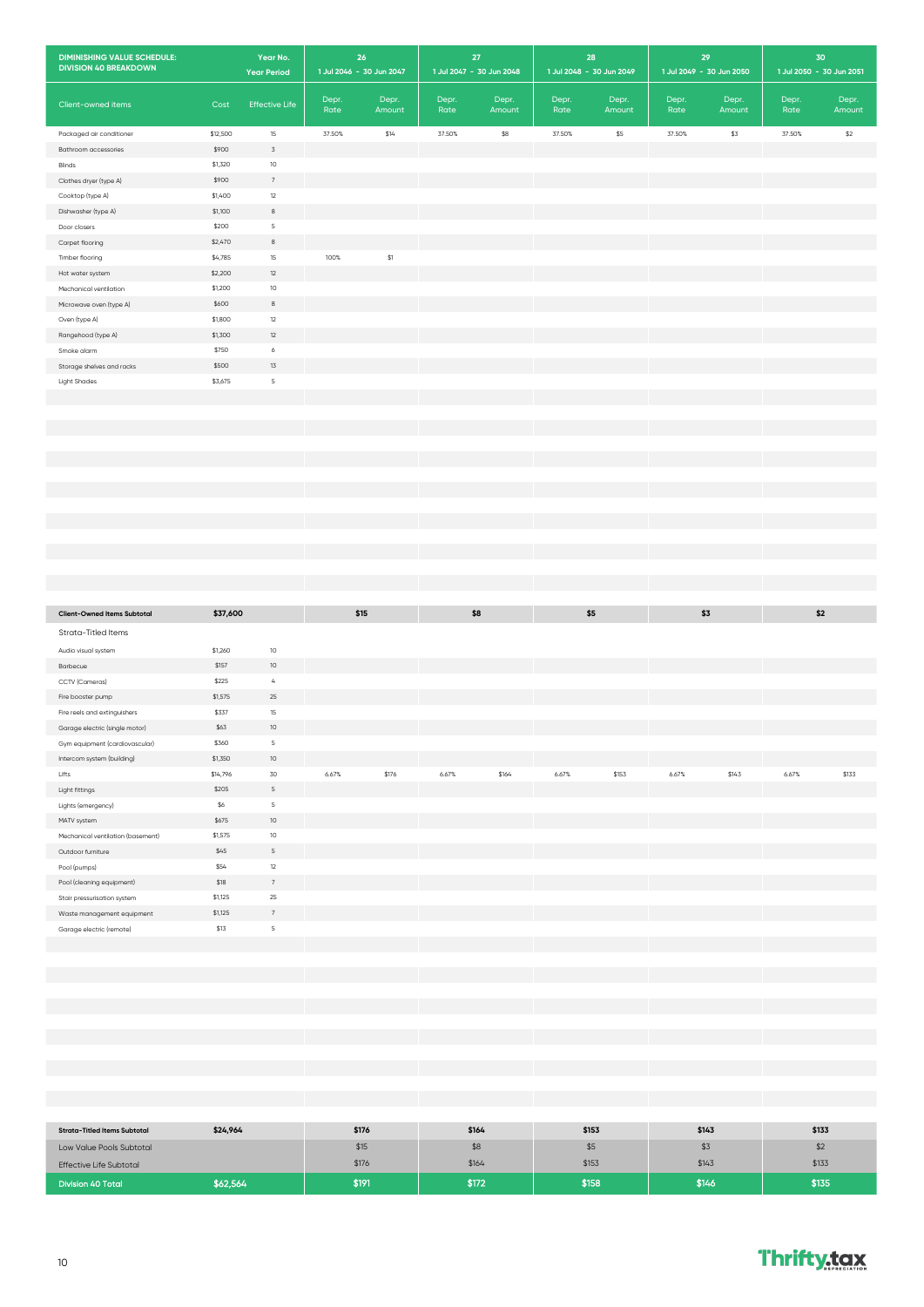| DIMINISHING VALUE SCHEDULE: DIVISION 40 BREAKDOWN | | Year No. / Year Period | 26 / 1 Jul 2046 - 30 Jun 2047 | | 27 / 1 Jul 2047 - 30 Jun 2048 | | 28 / 1 Jul 2048 - 30 Jun 2049 | | 29 / 1 Jul 2049 - 30 Jun 2050 | | 30 / 1 Jul 2050 - 30 Jun 2051 | |
|---|---|---|---|---|---|---|---|---|---|---|---|---|
| Client-owned items | Cost | Effective Life | Depr. Rate | Depr. Amount | Depr. Rate | Depr. Amount | Depr. Rate | Depr. Amount | Depr. Rate | Depr. Amount | Depr. Rate | Depr. Amount |
| Packaged air conditioner | $12,500 | 15 | 37.50% | $14 | 37.50% | $8 | 37.50% | $5 | 37.50% | $3 | 37.50% | $2 |
| Bathroom accessories | $900 | 3 | | | | | | | | | | |
| Blinds | $1,320 | 10 | | | | | | | | | | |
| Clothes dryer (type A) | $900 | 7 | | | | | | | | | | |
| Cooktop (type A) | $1,400 | 12 | | | | | | | | | | |
| Dishwasher (type A) | $1,100 | 8 | | | | | | | | | | |
| Door closers | $200 | 5 | | | | | | | | | | |
| Carpet flooring | $2,470 | 8 | | | | | | | | | | |
| Timber flooring | $4,785 | 15 | 100% | $1 | | | | | | | | |
| Hot water system | $2,200 | 12 | | | | | | | | | | |
| Mechanical ventilation | $1,200 | 10 | | | | | | | | | | |
| Microwave oven (type A) | $600 | 8 | | | | | | | | | | |
| Oven (type A) | $1,800 | 12 | | | | | | | | | | |
| Rangehood (type A) | $1,300 | 12 | | | | | | | | | | |
| Smoke alarm | $750 | 6 | | | | | | | | | | |
| Storage shelves and racks | $500 | 13 | | | | | | | | | | |
| Light Shades | $3,675 | 5 | | | | | | | | | | |
| **Client-Owned Items Subtotal** | **$37,600** | | **$15** | | **$8** | | **$5** | | **$3** | | **$2** | |
| Strata-Titled Items | | | | | | | | | | | | |
| Audio visual system | $1,260 | 10 | | | | | | | | | | |
| Barbecue | $157 | 10 | | | | | | | | | | |
| CCTV (Cameras) | $225 | 4 | | | | | | | | | | |
| Fire booster pump | $1,575 | 25 | | | | | | | | | | |
| Fire reels and extinguishers | $337 | 15 | | | | | | | | | | |
| Garage electric (single motor) | $63 | 10 | | | | | | | | | | |
| Gym equipment (cardiovascular) | $360 | 5 | | | | | | | | | | |
| Intercom system (building) | $1,350 | 10 | | | | | | | | | | |
| Lifts | $14,796 | 30 | 6.67% | $176 | 6.67% | $164 | 6.67% | $153 | 6.67% | $143 | 6.67% | $133 |
| Light fittings | $205 | 5 | | | | | | | | | | |
| Lights (emergency) | $6 | 5 | | | | | | | | | | |
| MATV system | $675 | 10 | | | | | | | | | | |
| Mechanical ventilation (basement) | $1,575 | 10 | | | | | | | | | | |
| Outdoor furniture | $45 | 5 | | | | | | | | | | |
| Pool (pumps) | $54 | 12 | | | | | | | | | | |
| Pool (cleaning equipment) | $18 | 7 | | | | | | | | | | |
| Stair pressurisation system | $1,125 | 25 | | | | | | | | | | |
| Waste management equipment | $1,125 | 7 | | | | | | | | | | |
| Garage electric (remote) | $13 | 5 | | | | | | | | | | |
| **Strata-Titled Items Subtotal** | **$24,964** | | **$176** | | **$164** | | **$153** | | **$143** | | **$133** | |
| Low Value Pools Subtotal | | | $15 | | $8 | | $5 | | $3 | | $2 | |
| Effective Life Subtotal | | | $176 | | $164 | | $153 | | $143 | | $133 | |
| Division 40 Total | $62,564 | | $191 | | $172 | | $158 | | $146 | | $135 | |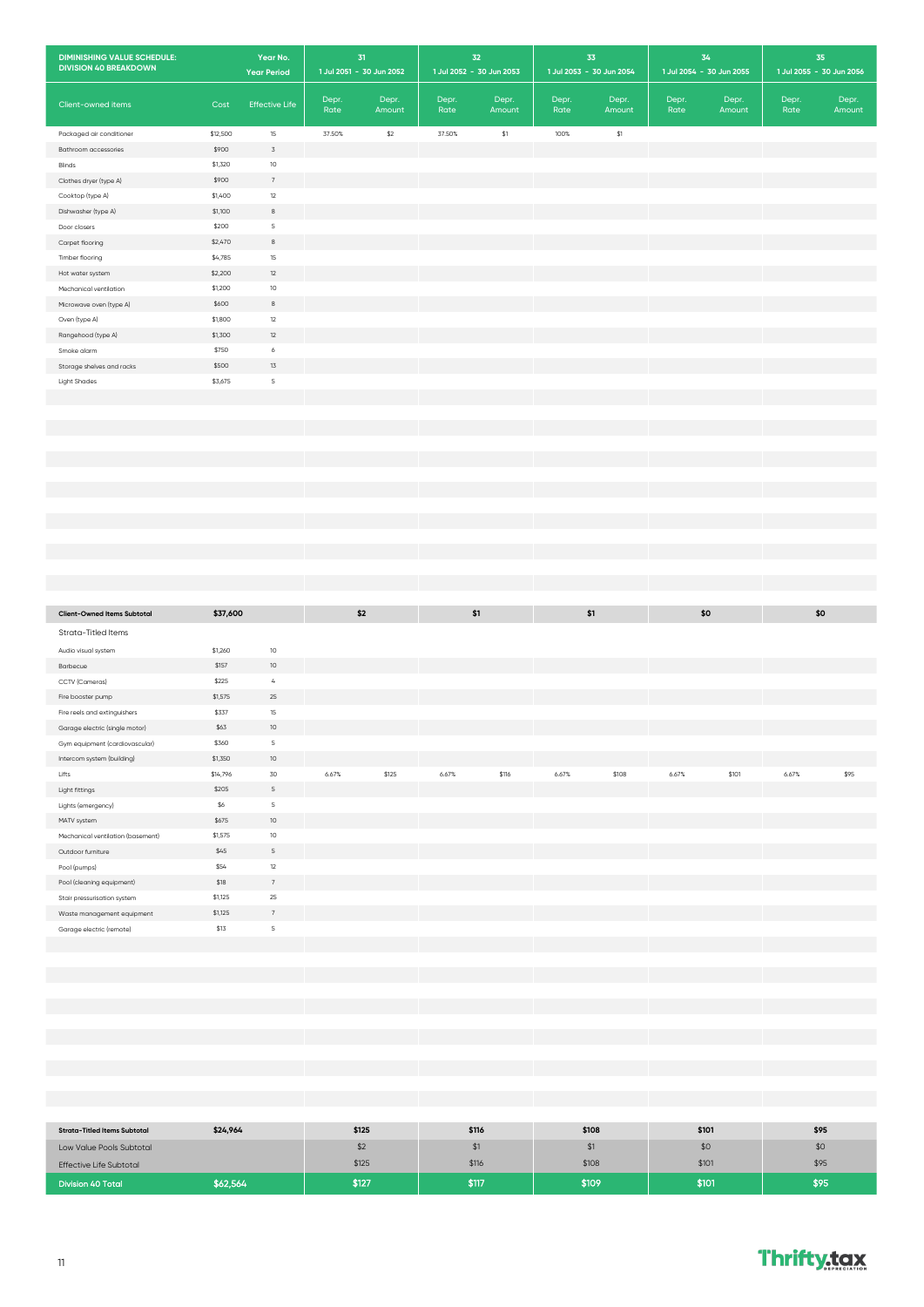| DIMINISHING VALUE SCHEDULE: DIVISION 40 BREAKDOWN | | Year No. / Year Period | 31 / 1 Jul 2051 - 30 Jun 2052 | | 32 / 1 Jul 2052 - 30 Jun 2053 | | 33 / 1 Jul 2053 - 30 Jun 2054 | | 34 / 1 Jul 2054 - 30 Jun 2055 | | 35 / 1 Jul 2055 - 30 Jun 2056 | |
|---|---|---|---|---|---|---|---|---|---|---|---|---|
| Client-owned items | Cost | Effective Life | Depr. Rate | Depr. Amount | Depr. Rate | Depr. Amount | Depr. Rate | Depr. Amount | Depr. Rate | Depr. Amount | Depr. Rate | Depr. Amount |
| Packaged air conditioner | $12,500 | 15 | 37.50% | $2 | 37.50% | $1 | 100% | $1 | | | | |
| Bathroom accessories | $900 | 3 | | | | | | | | | | |
| Blinds | $1,320 | 10 | | | | | | | | | | |
| Clothes dryer (type A) | $900 | 7 | | | | | | | | | | |
| Cooktop (type A) | $1,400 | 12 | | | | | | | | | | |
| Dishwasher (type A) | $1,100 | 8 | | | | | | | | | | |
| Door closers | $200 | 5 | | | | | | | | | | |
| Carpet flooring | $2,470 | 8 | | | | | | | | | | |
| Timber flooring | $4,785 | 15 | | | | | | | | | | |
| Hot water system | $2,200 | 12 | | | | | | | | | | |
| Mechanical ventilation | $1,200 | 10 | | | | | | | | | | |
| Microwave oven (type A) | $600 | 8 | | | | | | | | | | |
| Oven (type A) | $1,800 | 12 | | | | | | | | | | |
| Rangehood (type A) | $1,300 | 12 | | | | | | | | | | |
| Smoke alarm | $750 | 6 | | | | | | | | | | |
| Storage shelves and racks | $500 | 13 | | | | | | | | | | |
| Light Shades | $3,675 | 5 | | | | | | | | | | |
| **Client-Owned Items Subtotal** | **$37,600** | | | **$2** | | **$1** | | **$1** | | **$0** | | **$0** |
| Strata-Titled Items | | | | | | | | | | | | |
| Audio visual system | $1,260 | 10 | | | | | | | | | | |
| Barbecue | $157 | 10 | | | | | | | | | | |
| CCTV (Cameras) | $225 | 4 | | | | | | | | | | |
| Fire booster pump | $1,575 | 25 | | | | | | | | | | |
| Fire reels and extinguishers | $337 | 15 | | | | | | | | | | |
| Garage electric (single motor) | $63 | 10 | | | | | | | | | | |
| Gym equipment (cardiovascular) | $360 | 5 | | | | | | | | | | |
| Intercom system (building) | $1,350 | 10 | | | | | | | | | | |
| Lifts | $14,796 | 30 | 6.67% | $125 | 6.67% | $116 | 6.67% | $108 | 6.67% | $101 | 6.67% | $95 |
| Light fittings | $205 | 5 | | | | | | | | | | |
| Lights (emergency) | $6 | 5 | | | | | | | | | | |
| MATV system | $675 | 10 | | | | | | | | | | |
| Mechanical ventilation (basement) | $1,575 | 10 | | | | | | | | | | |
| Outdoor furniture | $45 | 5 | | | | | | | | | | |
| Pool (pumps) | $54 | 12 | | | | | | | | | | |
| Pool (cleaning equipment) | $18 | 7 | | | | | | | | | | |
| Stair pressurisation system | $1,125 | 25 | | | | | | | | | | |
| Waste management equipment | $1,125 | 7 | | | | | | | | | | |
| Garage electric (remote) | $13 | 5 | | | | | | | | | | |
| **Strata-Titled Items Subtotal** | **$24,964** | | | **$125** | | **$116** | | **$108** | | **$101** | | **$95** |
| Low Value Pools Subtotal | | | | $2 | | $1 | | $1 | | $0 | | $0 |
| Effective Life Subtotal | | | | $125 | | $116 | | $108 | | $101 | | $95 |
| **Division 40 Total** | **$62,564** | | | **$127** | | **$117** | | **$109** | | **$101** | | **$95** |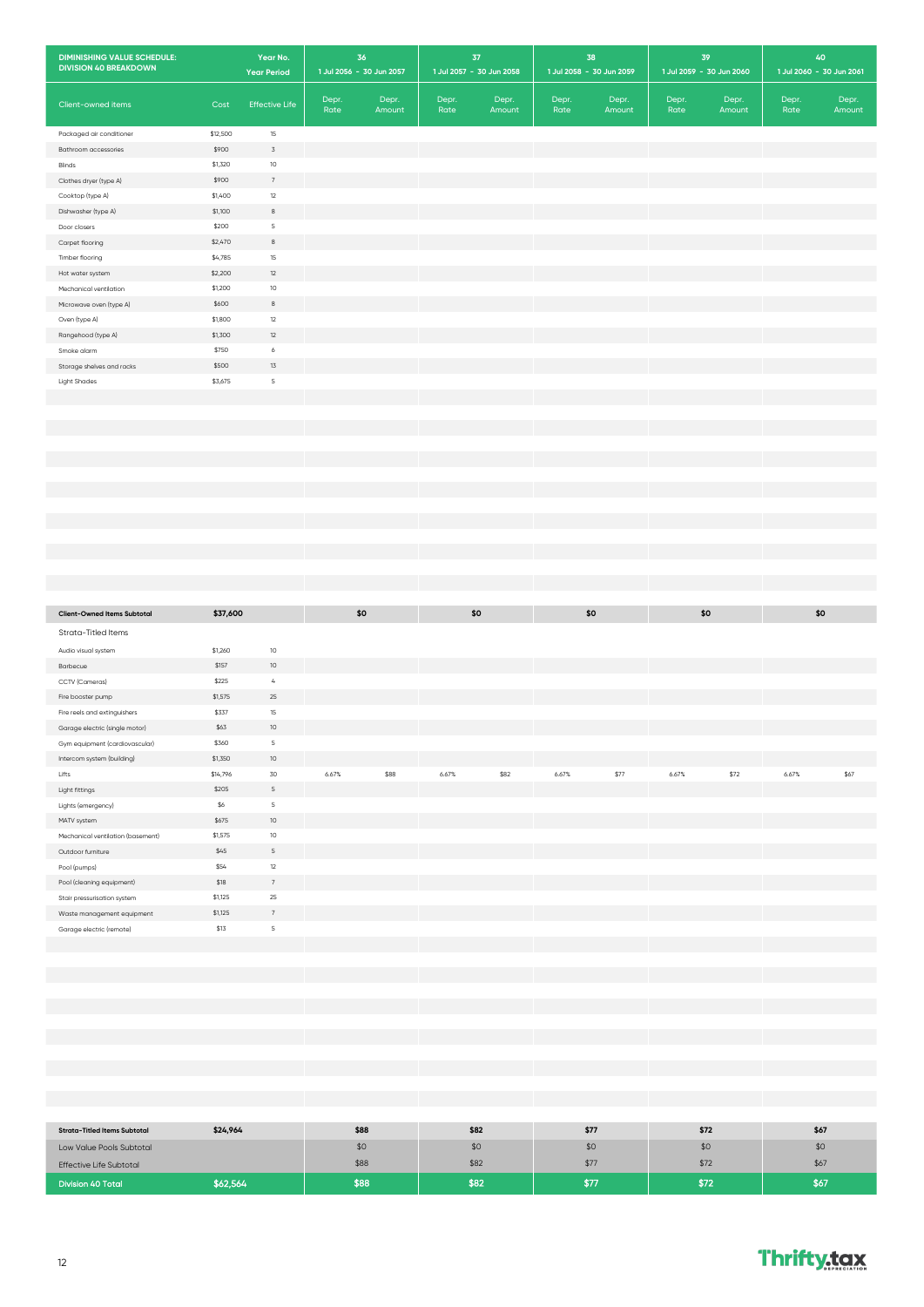| DIMINISHING VALUE SCHEDULE: DIVISION 40 BREAKDOWN | | Year No. / Year Period | 36<br>1 Jul 2056 - 30 Jun 2057 | | 37<br>1 Jul 2057 - 30 Jun 2058 | | 38<br>1 Jul 2058 - 30 Jun 2059 | | 39<br>1 Jul 2059 - 30 Jun 2060 | | 40<br>1 Jul 2060 - 30 Jun 2061 | |
|---|---|---|---|---|---|---|---|---|---|---|---|---|
| Client-owned items | Cost | Effective Life | Depr. Rate | Depr. Amount | Depr. Rate | Depr. Amount | Depr. Rate | Depr. Amount | Depr. Rate | Depr. Amount | Depr. Rate | Depr. Amount |
| Packaged air conditioner | $12,500 | 15 | | | | | | | | | | |
| Bathroom accessories | $900 | 3 | | | | | | | | | | |
| Blinds | $1,320 | 10 | | | | | | | | | | |
| Clothes dryer (type A) | $900 | 7 | | | | | | | | | | |
| Cooktop (type A) | $1,400 | 12 | | | | | | | | | | |
| Dishwasher (type A) | $1,100 | 8 | | | | | | | | | | |
| Door closers | $200 | 5 | | | | | | | | | | |
| Carpet flooring | $2,470 | 8 | | | | | | | | | | |
| Timber flooring | $4,785 | 15 | | | | | | | | | | |
| Hot water system | $2,200 | 12 | | | | | | | | | | |
| Mechanical ventilation | $1,200 | 10 | | | | | | | | | | |
| Microwave oven (type A) | $600 | 8 | | | | | | | | | | |
| Oven (type A) | $1,800 | 12 | | | | | | | | | | |
| Rangehood (type A) | $1,300 | 12 | | | | | | | | | | |
| Smoke alarm | $750 | 6 | | | | | | | | | | |
| Storage shelves and racks | $500 | 13 | | | | | | | | | | |
| Light Shades | $3,675 | 5 | | | | | | | | | | |
| **Client-Owned Items Subtotal** | **$37,600** | | | **$0** | | **$0** | | **$0** | | **$0** | | **$0** |
| Strata-Titled Items | | | | | | | | | | | | |
| Audio visual system | $1,260 | 10 | | | | | | | | | | |
| Barbecue | $157 | 10 | | | | | | | | | | |
| CCTV (Cameras) | $225 | 4 | | | | | | | | | | |
| Fire booster pump | $1,575 | 25 | | | | | | | | | | |
| Fire reels and extinguishers | $337 | 15 | | | | | | | | | | |
| Garage electric (single motor) | $63 | 10 | | | | | | | | | | |
| Gym equipment (cardiovascular) | $360 | 5 | | | | | | | | | | |
| Intercom system (building) | $1,350 | 10 | | | | | | | | | | |
| Lifts | $14,796 | 30 | 6.67% | $88 | 6.67% | $82 | 6.67% | $77 | 6.67% | $72 | 6.67% | $67 |
| Light fittings | $205 | 5 | | | | | | | | | | |
| Lights (emergency) | $6 | 5 | | | | | | | | | | |
| MATV system | $675 | 10 | | | | | | | | | | |
| Mechanical ventilation (basement) | $1,575 | 10 | | | | | | | | | | |
| Outdoor furniture | $45 | 5 | | | | | | | | | | |
| Pool (pumps) | $54 | 12 | | | | | | | | | | |
| Pool (cleaning equipment) | $18 | 7 | | | | | | | | | | |
| Stair pressurisation system | $1,125 | 25 | | | | | | | | | | |
| Waste management equipment | $1,125 | 7 | | | | | | | | | | |
| Garage electric (remote) | $13 | 5 | | | | | | | | | | |
| **Strata-Titled Items Subtotal** | **$24,964** | | | **$88** | | **$82** | | **$77** | | **$72** | | **$67** |
| Low Value Pools Subtotal | | | | $0 | | $0 | | $0 | | $0 | | $0 |
| Effective Life Subtotal | | | | $88 | | $82 | | $77 | | $72 | | $67 |
| **Division 40 Total** | **$62,564** | | | **$88** | | **$82** | | **$77** | | **$72** | | **$67** |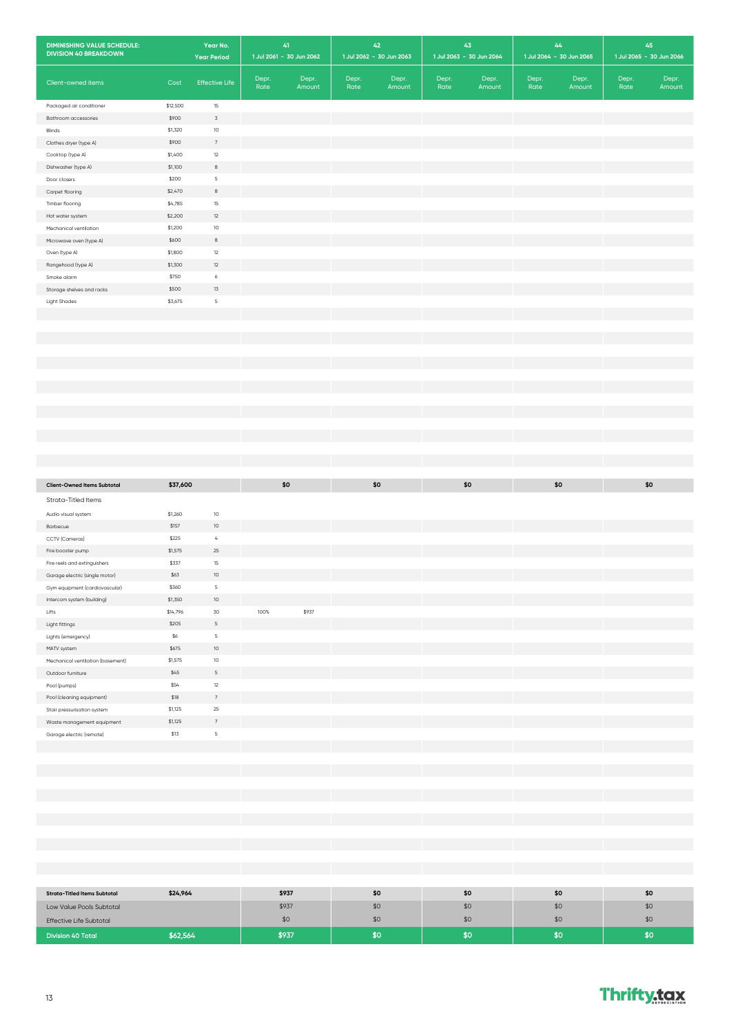| DIMINISHING VALUE SCHEDULE: DIVISION 40 BREAKDOWN | | Year No. / Year Period | 41<br>1 Jul 2061 - 30 Jun 2062 | | 42<br>1 Jul 2062 - 30 Jun 2063 | | 43<br>1 Jul 2063 - 30 Jun 2064 | | 44<br>1 Jul 2064 - 30 Jun 2065 | | 45<br>1 Jul 2065 - 30 Jun 2066 | |
|---|---|---|---|---|---|---|---|---|---|---|---|---|
| Client-owned items | Cost | Effective Life | Depr. Rate | Depr. Amount | Depr. Rate | Depr. Amount | Depr. Rate | Depr. Amount | Depr. Rate | Depr. Amount | Depr. Rate | Depr. Amount |
| Packaged air conditioner | $12,500 | 15 | | | | | | | | | | |
| Bathroom accessories | $900 | 3 | | | | | | | | | | |
| Blinds | $1,320 | 10 | | | | | | | | | | |
| Clothes dryer (type A) | $900 | 7 | | | | | | | | | | |
| Cooktop (type A) | $1,400 | 12 | | | | | | | | | | |
| Dishwasher (type A) | $1,100 | 8 | | | | | | | | | | |
| Door closers | $200 | 5 | | | | | | | | | | |
| Carpet flooring | $2,470 | 8 | | | | | | | | | | |
| Timber flooring | $4,785 | 15 | | | | | | | | | | |
| Hot water system | $2,200 | 12 | | | | | | | | | | |
| Mechanical ventilation | $1,200 | 10 | | | | | | | | | | |
| Microwave oven (type A) | $600 | 8 | | | | | | | | | | |
| Oven (type A) | $1,800 | 12 | | | | | | | | | | |
| Rangehood (type A) | $1,300 | 12 | | | | | | | | | | |
| Smoke alarm | $750 | 6 | | | | | | | | | | |
| Storage shelves and racks | $500 | 13 | | | | | | | | | | |
| Light Shades | $3,675 | 5 | | | | | | | | | | |
| **Client-Owned Items Subtotal** | **$37,600** | | | **$0** | | **$0** | | **$0** | | **$0** | | **$0** |
| Strata-Titled Items | | | | | | | | | | | | |
| Audio visual system | $1,260 | 10 | | | | | | | | | | |
| Barbecue | $157 | 10 | | | | | | | | | | |
| CCTV (Cameras) | $225 | 4 | | | | | | | | | | |
| Fire booster pump | $1,575 | 25 | | | | | | | | | | |
| Fire reels and extinguishers | $337 | 15 | | | | | | | | | | |
| Garage electric (single motor) | $63 | 10 | | | | | | | | | | |
| Gym equipment (cardiovascular) | $360 | 5 | | | | | | | | | | |
| Intercom system (building) | $1,350 | 10 | | | | | | | | | | |
| Lifts | $14,796 | 30 | 100% | $937 | | | | | | | | |
| Light fittings | $205 | 5 | | | | | | | | | | |
| Lights (emergency) | $6 | 5 | | | | | | | | | | |
| MATV system | $675 | 10 | | | | | | | | | | |
| Mechanical ventilation (basement) | $1,575 | 10 | | | | | | | | | | |
| Outdoor furniture | $45 | 5 | | | | | | | | | | |
| Pool (pumps) | $54 | 12 | | | | | | | | | | |
| Pool (cleaning equipment) | $18 | 7 | | | | | | | | | | |
| Stair pressurisation system | $1,125 | 25 | | | | | | | | | | |
| Waste management equipment | $1,125 | 7 | | | | | | | | | | |
| Garage electric (remote) | $13 | 5 | | | | | | | | | | |
| **Strata-Titled Items Subtotal** | **$24,964** | | | **$937** | | **$0** | | **$0** | | **$0** | | **$0** |
| Low Value Pools Subtotal | | | | $937 | | $0 | | $0 | | $0 | | $0 |
| Effective Life Subtotal | | | | $0 | | $0 | | $0 | | $0 | | $0 |
| **Division 40 Total** | **$62,564** | | | **$937** | | **$0** | | **$0** | | **$0** | | **$0** |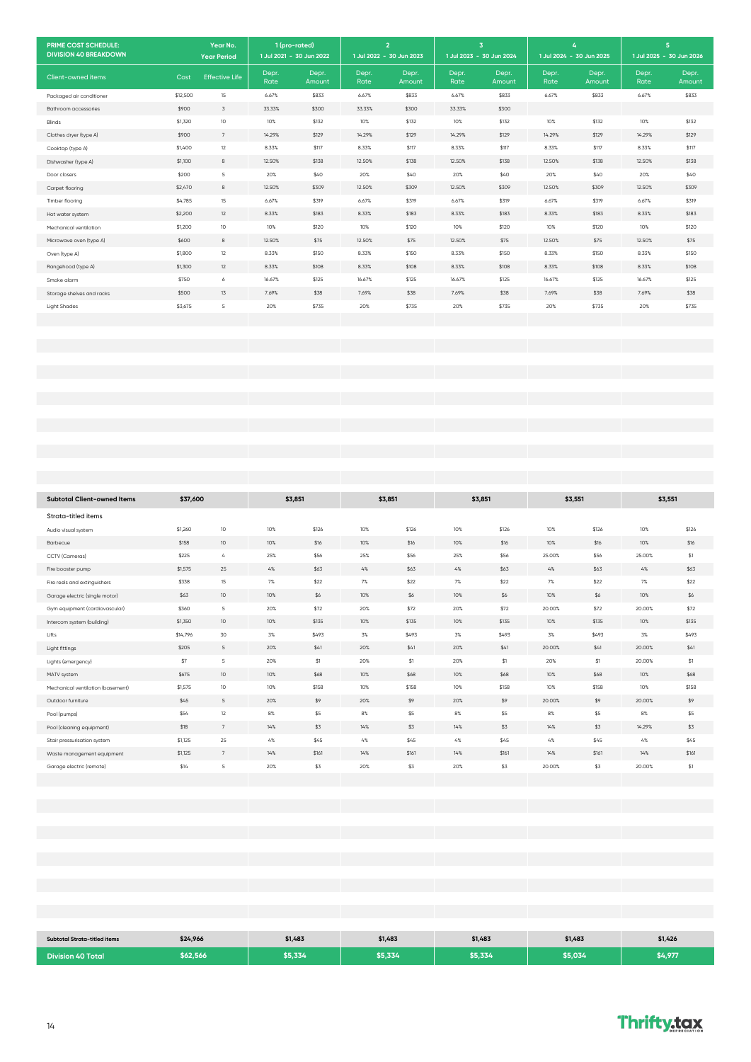| PRIME COST SCHEDULE: DIVISION 40 BREAKDOWN | Year No. | | 1 (pro-rated) | | 2 | | 3 | | 4 | | 5 | |
|---|---|---|---|---|---|---|---|---|---|---|---|---|
| | Year Period | | 1 Jul 2021 - 30 Jun 2022 | | 1 Jul 2022 - 30 Jun 2023 | | 1 Jul 2023 - 30 Jun 2024 | | 1 Jul 2024 - 30 Jun 2025 | | 1 Jul 2025 - 30 Jun 2026 | |
| Client-owned items | Cost | Effective Life | Depr. Rate | Depr. Amount | Depr. Rate | Depr. Amount | Depr. Rate | Depr. Amount | Depr. Rate | Depr. Amount | Depr. Rate | Depr. Amount |
| Packaged air conditioner | $12,500 | 15 | 6.67% | $833 | 6.67% | $833 | 6.67% | $833 | 6.67% | $833 | 6.67% | $833 |
| Bathroom accessories | $900 | 3 | 33.33% | $300 | 33.33% | $300 | 33.33% | $300 | | | | |
| Blinds | $1,320 | 10 | 10% | $132 | 10% | $132 | 10% | $132 | 10% | $132 | 10% | $132 |
| Clothes dryer (type A) | $900 | 7 | 14.29% | $129 | 14.29% | $129 | 14.29% | $129 | 14.29% | $129 | 14.29% | $129 |
| Cooktop (type A) | $1,400 | 12 | 8.33% | $117 | 8.33% | $117 | 8.33% | $117 | 8.33% | $117 | 8.33% | $117 |
| Dishwasher (type A) | $1,100 | 8 | 12.50% | $138 | 12.50% | $138 | 12.50% | $138 | 12.50% | $138 | 12.50% | $138 |
| Door closers | $200 | 5 | 20% | $40 | 20% | $40 | 20% | $40 | 20% | $40 | 20% | $40 |
| Carpet flooring | $2,470 | 8 | 12.50% | $309 | 12.50% | $309 | 12.50% | $309 | 12.50% | $309 | 12.50% | $309 |
| Timber flooring | $4,785 | 15 | 6.67% | $319 | 6.67% | $319 | 6.67% | $319 | 6.67% | $319 | 6.67% | $319 |
| Hot water system | $2,200 | 12 | 8.33% | $183 | 8.33% | $183 | 8.33% | $183 | 8.33% | $183 | 8.33% | $183 |
| Mechanical ventilation | $1,200 | 10 | 10% | $120 | 10% | $120 | 10% | $120 | 10% | $120 | 10% | $120 |
| Microwave oven (type A) | $600 | 8 | 12.50% | $75 | 12.50% | $75 | 12.50% | $75 | 12.50% | $75 | 12.50% | $75 |
| Oven (type A) | $1,800 | 12 | 8.33% | $150 | 8.33% | $150 | 8.33% | $150 | 8.33% | $150 | 8.33% | $150 |
| Rangehood (type A) | $1,300 | 12 | 8.33% | $108 | 8.33% | $108 | 8.33% | $108 | 8.33% | $108 | 8.33% | $108 |
| Smoke alarm | $750 | 6 | 16.67% | $125 | 16.67% | $125 | 16.67% | $125 | 16.67% | $125 | 16.67% | $125 |
| Storage shelves and racks | $500 | 13 | 7.69% | $38 | 7.69% | $38 | 7.69% | $38 | 7.69% | $38 | 7.69% | $38 |
| Light Shades | $3,675 | 5 | 20% | $735 | 20% | $735 | 20% | $735 | 20% | $735 | 20% | $735 |
| **Subtotal Client-owned Items** | **$37,600** | | | **$3,851** | | **$3,851** | | **$3,851** | | **$3,551** | | **$3,551** |
| Strata-titled items | | | | | | | | | | | | |
| Audio visual system | $1,260 | 10 | 10% | $126 | 10% | $126 | 10% | $126 | 10% | $126 | 10% | $126 |
| Barbecue | $158 | 10 | 10% | $16 | 10% | $16 | 10% | $16 | 10% | $16 | 10% | $16 |
| CCTV (Cameras) | $225 | 4 | 25% | $56 | 25% | $56 | 25% | $56 | 25.00% | $56 | 25.00% | $1 |
| Fire booster pump | $1,575 | 25 | 4% | $63 | 4% | $63 | 4% | $63 | 4% | $63 | 4% | $63 |
| Fire reels and extinguishers | $338 | 15 | 7% | $22 | 7% | $22 | 7% | $22 | 7% | $22 | 7% | $22 |
| Garage electric (single motor) | $63 | 10 | 10% | $6 | 10% | $6 | 10% | $6 | 10% | $6 | 10% | $6 |
| Gym equipment (cardiovascular) | $360 | 5 | 20% | $72 | 20% | $72 | 20% | $72 | 20.00% | $72 | 20.00% | $72 |
| Intercom system (building) | $1,350 | 10 | 10% | $135 | 10% | $135 | 10% | $135 | 10% | $135 | 10% | $135 |
| Lifts | $14,796 | 30 | 3% | $493 | 3% | $493 | 3% | $493 | 3% | $493 | 3% | $493 |
| Light fittings | $205 | 5 | 20% | $41 | 20% | $41 | 20% | $41 | 20.00% | $41 | 20.00% | $41 |
| Lights (emergency) | $7 | 5 | 20% | $1 | 20% | $1 | 20% | $1 | 20% | $1 | 20.00% | $1 |
| MATV system | $675 | 10 | 10% | $68 | 10% | $68 | 10% | $68 | 10% | $68 | 10% | $68 |
| Mechanical ventilation (basement) | $1,575 | 10 | 10% | $158 | 10% | $158 | 10% | $158 | 10% | $158 | 10% | $158 |
| Outdoor furniture | $45 | 5 | 20% | $9 | 20% | $9 | 20% | $9 | 20.00% | $9 | 20.00% | $9 |
| Pool (pumps) | $54 | 12 | 8% | $5 | 8% | $5 | 8% | $5 | 8% | $5 | 8% | $5 |
| Pool (cleaning equipment) | $18 | 7 | 14% | $3 | 14% | $3 | 14% | $3 | 14% | $3 | 14.29% | $3 |
| Stair pressurisation system | $1,125 | 25 | 4% | $45 | 4% | $45 | 4% | $45 | 4% | $45 | 4% | $45 |
| Waste management equipment | $1,125 | 7 | 14% | $161 | 14% | $161 | 14% | $161 | 14% | $161 | 14% | $161 |
| Garage electric (remote) | $14 | 5 | 20% | $3 | 20% | $3 | 20% | $3 | 20.00% | $3 | 20.00% | $1 |
| **Subtotal Strata-titled items** | **$24,966** | | | **$1,483** | | **$1,483** | | **$1,483** | | **$1,483** | | **$1,426** |
| **Division 40 Total** | **$62,566** | | | **$5,334** | | **$5,334** | | **$5,334** | | **$5,034** | | **$4,977** |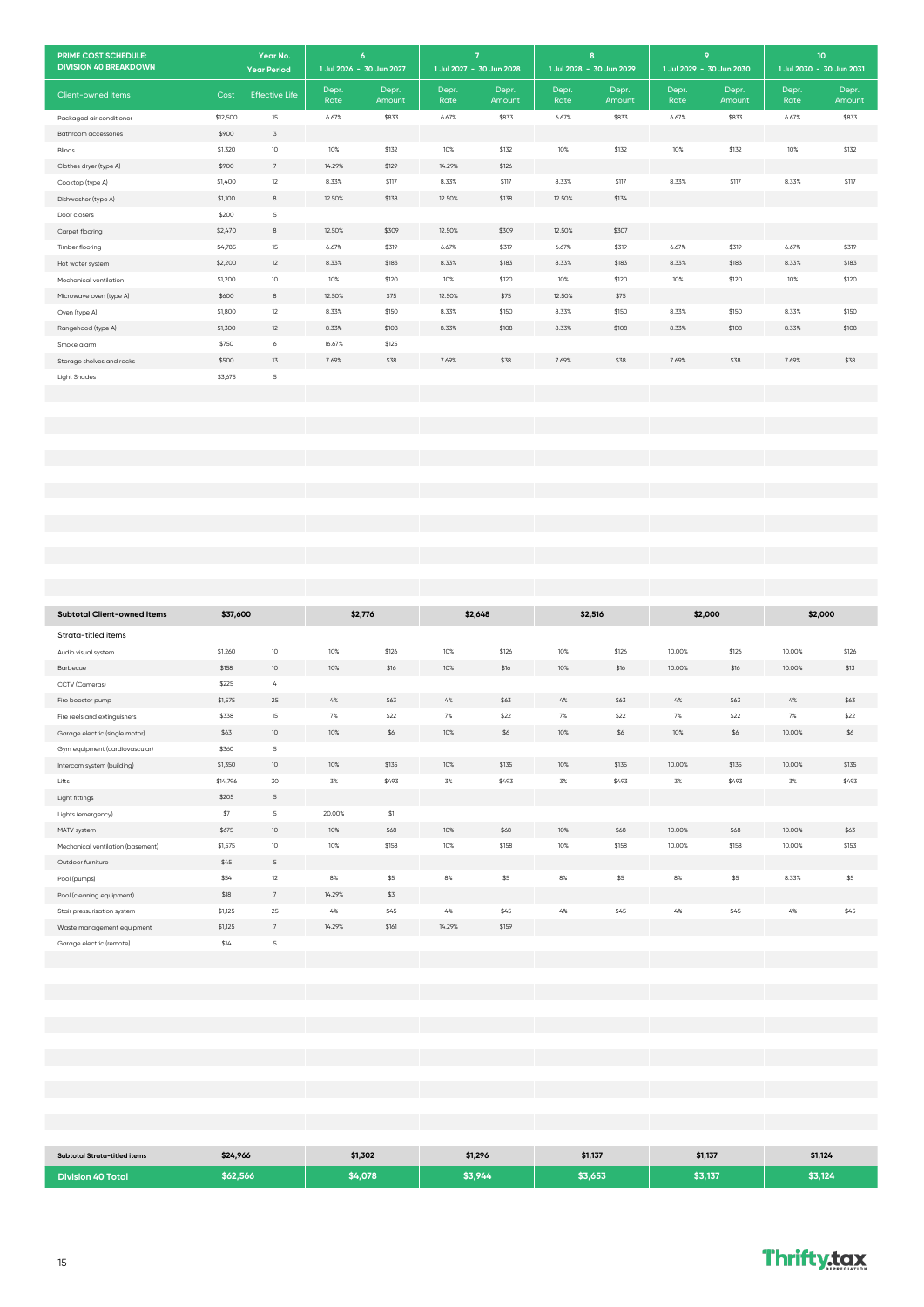| PRIME COST SCHEDULE: DIVISION 40 BREAKDOWN | | Year No. / Year Period | 6 | | 7 | | 8 | | 9 | | 10 | |
|---|---|---|---|---|---|---|---|---|---|---|---|---|
| | | | 1 Jul 2026 - 30 Jun 2027 | | 1 Jul 2027 - 30 Jun 2028 | | 1 Jul 2028 - 30 Jun 2029 | | 1 Jul 2029 - 30 Jun 2030 | | 1 Jul 2030 - 30 Jun 2031 | |
| Client-owned items | Cost | Effective Life | Depr. Rate | Depr. Amount | Depr. Rate | Depr. Amount | Depr. Rate | Depr. Amount | Depr. Rate | Depr. Amount | Depr. Rate | Depr. Amount |
| Packaged air conditioner | $12,500 | 15 | 6.67% | $833 | 6.67% | $833 | 6.67% | $833 | 6.67% | $833 | 6.67% | $833 |
| Bathroom accessories | $900 | 3 | | | | | | | | | | |
| Blinds | $1,320 | 10 | 10% | $132 | 10% | $132 | 10% | $132 | 10% | $132 | 10% | $132 |
| Clothes dryer (type A) | $900 | 7 | 14.29% | $129 | 14.29% | $126 | | | | | | |
| Cooktop (type A) | $1,400 | 12 | 8.33% | $117 | 8.33% | $117 | 8.33% | $117 | 8.33% | $117 | 8.33% | $117 |
| Dishwasher (type A) | $1,100 | 8 | 12.50% | $138 | 12.50% | $138 | 12.50% | $134 | | | | |
| Door closers | $200 | 5 | | | | | | | | | | |
| Carpet flooring | $2,470 | 8 | 12.50% | $309 | 12.50% | $309 | 12.50% | $307 | | | | |
| Timber flooring | $4,785 | 15 | 6.67% | $319 | 6.67% | $319 | 6.67% | $319 | 6.67% | $319 | 6.67% | $319 |
| Hot water system | $2,200 | 12 | 8.33% | $183 | 8.33% | $183 | 8.33% | $183 | 8.33% | $183 | 8.33% | $183 |
| Mechanical ventilation | $1,200 | 10 | 10% | $120 | 10% | $120 | 10% | $120 | 10% | $120 | 10% | $120 |
| Microwave oven (type A) | $600 | 8 | 12.50% | $75 | 12.50% | $75 | 12.50% | $75 | | | | |
| Oven (type A) | $1,800 | 12 | 8.33% | $150 | 8.33% | $150 | 8.33% | $150 | 8.33% | $150 | 8.33% | $150 |
| Rangehood (type A) | $1,300 | 12 | 8.33% | $108 | 8.33% | $108 | 8.33% | $108 | 8.33% | $108 | 8.33% | $108 |
| Smoke alarm | $750 | 6 | 16.67% | $125 | | | | | | | | |
| Storage shelves and racks | $500 | 13 | 7.69% | $38 | 7.69% | $38 | 7.69% | $38 | 7.69% | $38 | 7.69% | $38 |
| Light Shades | $3,675 | 5 | | | | | | | | | | |
| **Subtotal Client-owned Items** | **$37,600** | | **$2,776** | | **$2,648** | | **$2,516** | | **$2,000** | | **$2,000** | |
| Strata-titled items | | | | | | | | | | | | |
| Audio visual system | $1,260 | 10 | 10% | $126 | 10% | $126 | 10% | $126 | 10.00% | $126 | 10.00% | $126 |
| Barbecue | $158 | 10 | 10% | $16 | 10% | $16 | 10% | $16 | 10.00% | $16 | 10.00% | $13 |
| CCTV (Cameras) | $225 | 4 | | | | | | | | | | |
| Fire booster pump | $1,575 | 25 | 4% | $63 | 4% | $63 | 4% | $63 | 4% | $63 | 4% | $63 |
| Fire reels and extinguishers | $338 | 15 | 7% | $22 | 7% | $22 | 7% | $22 | 7% | $22 | 7% | $22 |
| Garage electric (single motor) | $63 | 10 | 10% | $6 | 10% | $6 | 10% | $6 | 10% | $6 | 10.00% | $6 |
| Gym equipment (cardiovascular) | $360 | 5 | | | | | | | | | | |
| Intercom system (building) | $1,350 | 10 | 10% | $135 | 10% | $135 | 10% | $135 | 10.00% | $135 | 10.00% | $135 |
| Lifts | $14,796 | 30 | 3% | $493 | 3% | $493 | 3% | $493 | 3% | $493 | 3% | $493 |
| Light fittings | $205 | 5 | | | | | | | | | | |
| Lights (emergency) | $7 | 5 | 20.00% | $1 | | | | | | | | |
| MATV system | $675 | 10 | 10% | $68 | 10% | $68 | 10% | $68 | 10.00% | $68 | 10.00% | $63 |
| Mechanical ventilation (basement) | $1,575 | 10 | 10% | $158 | 10% | $158 | 10% | $158 | 10.00% | $158 | 10.00% | $153 |
| Outdoor furniture | $45 | 5 | | | | | | | | | | |
| Pool (pumps) | $54 | 12 | 8% | $5 | 8% | $5 | 8% | $5 | 8% | $5 | 8.33% | $5 |
| Pool (cleaning equipment) | $18 | 7 | 14.29% | $3 | | | | | | | | |
| Stair pressurisation system | $1,125 | 25 | 4% | $45 | 4% | $45 | 4% | $45 | 4% | $45 | 4% | $45 |
| Waste management equipment | $1,125 | 7 | 14.29% | $161 | 14.29% | $159 | | | | | | |
| Garage electric (remote) | $14 | 5 | | | | | | | | | | |
| **Subtotal Strata-titled items** | **$24,966** | | **$1,302** | | **$1,296** | | **$1,137** | | **$1,137** | | **$1,124** | |
| **Division 40 Total** | **$62,566** | | **$4,078** | | **$3,944** | | **$3,653** | | **$3,137** | | **$3,124** | |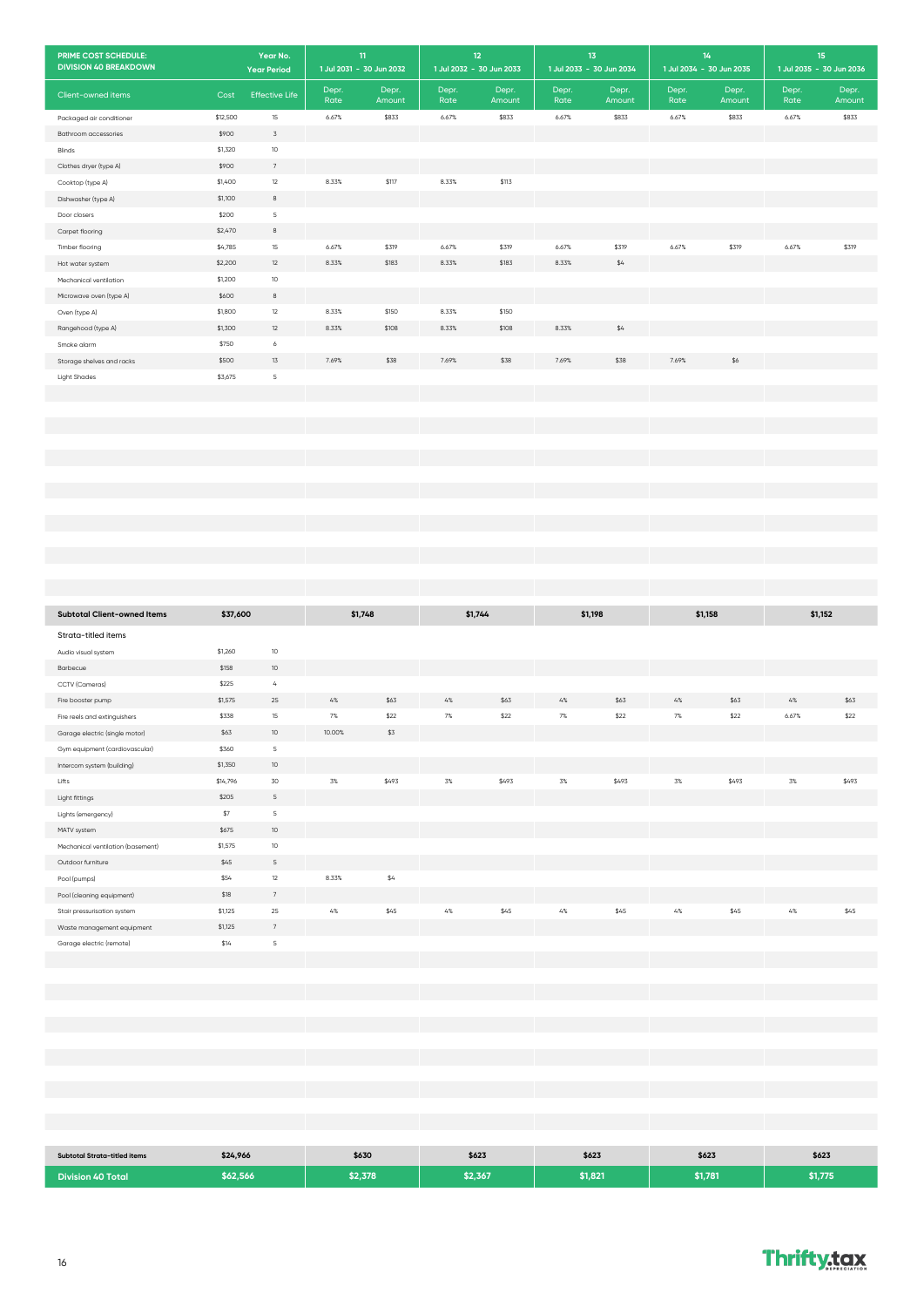| PRIME COST SCHEDULE: DIVISION 40 BREAKDOWN | | Year No. Year Period | 11 1 Jul 2031 - 30 Jun 2032 | | 12 1 Jul 2032 - 30 Jun 2033 | | 13 1 Jul 2033 - 30 Jun 2034 | | 14 1 Jul 2034 - 30 Jun 2035 | | 15 1 Jul 2035 - 30 Jun 2036 | |
|---|---|---|---|---|---|---|---|---|---|---|---|---|
| Client-owned items | Cost | Effective Life | Depr. Rate | Depr. Amount | Depr. Rate | Depr. Amount | Depr. Rate | Depr. Amount | Depr. Rate | Depr. Amount | Depr. Rate | Depr. Amount |
| Packaged air conditioner | $12,500 | 15 | 6.67% | $833 | 6.67% | $833 | 6.67% | $833 | 6.67% | $833 | 6.67% | $833 |
| Bathroom accessories | $900 | 3 | | | | | | | | | | |
| Blinds | $1,320 | 10 | | | | | | | | | | |
| Clothes dryer (type A) | $900 | 7 | | | | | | | | | | |
| Cooktop (type A) | $1,400 | 12 | 8.33% | $117 | 8.33% | $113 | | | | | | |
| Dishwasher (type A) | $1,100 | 8 | | | | | | | | | | |
| Door closers | $200 | 5 | | | | | | | | | | |
| Carpet flooring | $2,470 | 8 | | | | | | | | | | |
| Timber flooring | $4,785 | 15 | 6.67% | $319 | 6.67% | $319 | 6.67% | $319 | 6.67% | $319 | 6.67% | $319 |
| Hot water system | $2,200 | 12 | 8.33% | $183 | 8.33% | $183 | 8.33% | $4 | | | | |
| Mechanical ventilation | $1,200 | 10 | | | | | | | | | | |
| Microwave oven (type A) | $600 | 8 | | | | | | | | | | |
| Oven (type A) | $1,800 | 12 | 8.33% | $150 | 8.33% | $150 | | | | | | |
| Rangehood (type A) | $1,300 | 12 | 8.33% | $108 | 8.33% | $108 | 8.33% | $4 | | | | |
| Smoke alarm | $750 | 6 | | | | | | | | | | |
| Storage shelves and racks | $500 | 13 | 7.69% | $38 | 7.69% | $38 | 7.69% | $38 | 7.69% | $6 | | |
| Light Shades | $3,675 | 5 | | | | | | | | | | |
| **Subtotal Client-owned Items** | **$37,600** | | **$1,748** | | **$1,744** | | **$1,198** | | **$1,158** | | **$1,152** | |
| **Strata-titled items** | | | | | | | | | | | | |
| Audio visual system | $1,260 | 10 | | | | | | | | | | |
| Barbecue | $158 | 10 | | | | | | | | | | |
| CCTV (Cameras) | $225 | 4 | | | | | | | | | | |
| Fire booster pump | $1,575 | 25 | 4% | $63 | 4% | $63 | 4% | $63 | 4% | $63 | 4% | $63 |
| Fire reels and extinguishers | $338 | 15 | 7% | $22 | 7% | $22 | 7% | $22 | 7% | $22 | 6.67% | $22 |
| Garage electric (single motor) | $63 | 10 | 10.00% | $3 | | | | | | | | |
| Gym equipment (cardiovascular) | $360 | 5 | | | | | | | | | | |
| Intercom system (building) | $1,350 | 10 | | | | | | | | | | |
| Lifts | $14,796 | 30 | 3% | $493 | 3% | $493 | 3% | $493 | 3% | $493 | 3% | $493 |
| Light fittings | $205 | 5 | | | | | | | | | | |
| Lights (emergency) | $7 | 5 | | | | | | | | | | |
| MATV system | $675 | 10 | | | | | | | | | | |
| Mechanical ventilation (basement) | $1,575 | 10 | | | | | | | | | | |
| Outdoor furniture | $45 | 5 | | | | | | | | | | |
| Pool (pumps) | $54 | 12 | 8.33% | $4 | | | | | | | | |
| Pool (cleaning equipment) | $18 | 7 | | | | | | | | | | |
| Stair pressurisation system | $1,125 | 25 | 4% | $45 | 4% | $45 | 4% | $45 | 4% | $45 | 4% | $45 |
| Waste management equipment | $1,125 | 7 | | | | | | | | | | |
| Garage electric (remote) | $14 | 5 | | | | | | | | | | |
| **Subtotal Strata-titled items** | **$24,966** | | **$630** | | **$623** | | **$623** | | **$623** | | **$623** | |
| **Division 40 Total** | **$62,566** | | **$2,378** | | **$2,367** | | **$1,821** | | **$1,781** | | **$1,775** | |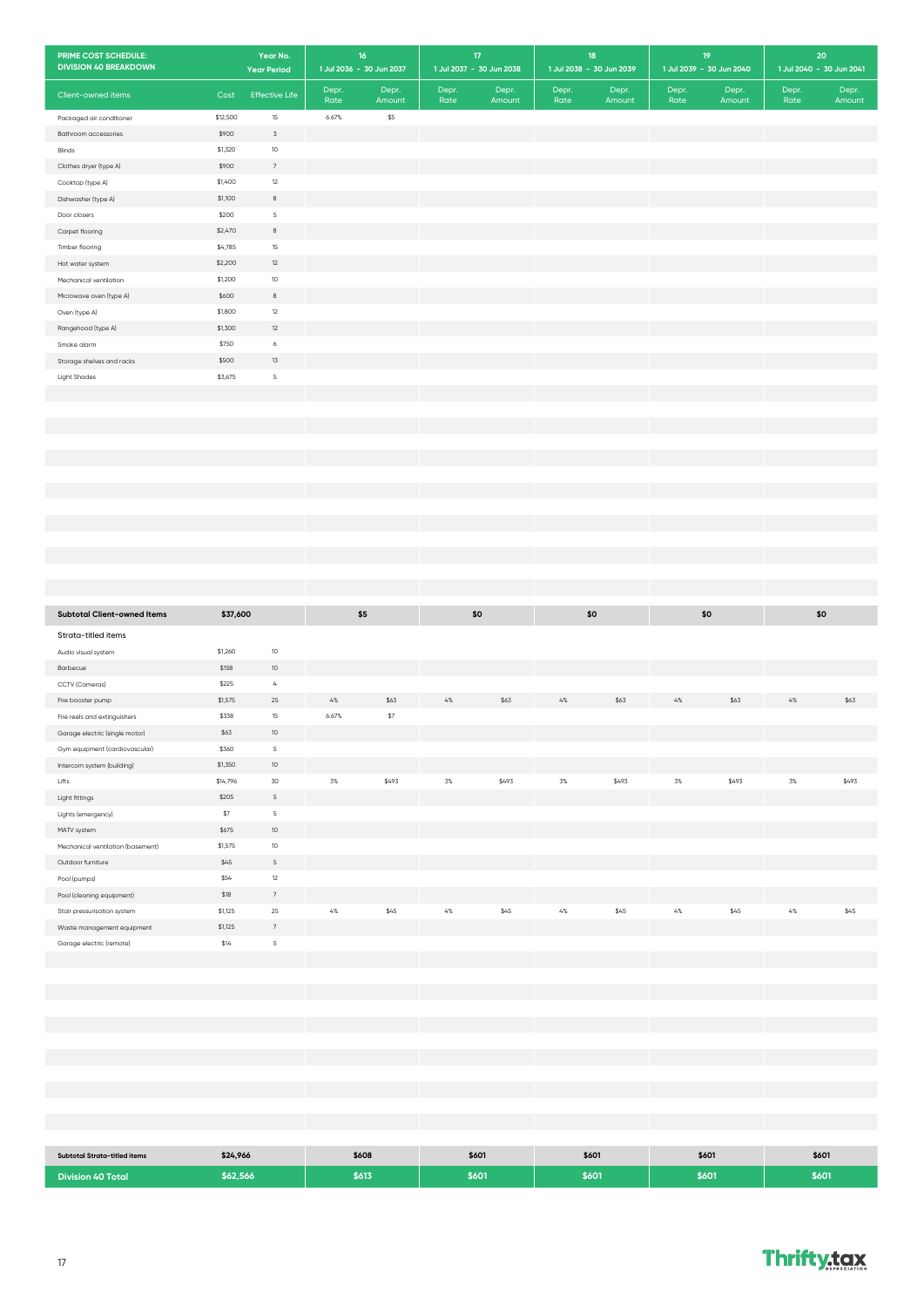| PRIME COST SCHEDULE: DIVISION 40 BREAKDOWN | Year No. | Year Period | 16 1 Jul 2036 - 30 Jun 2037 | | 17 1 Jul 2037 - 30 Jun 2038 | | 18 1 Jul 2038 - 30 Jun 2039 | | 19 1 Jul 2039 - 30 Jun 2040 | | 20 1 Jul 2040 - 30 Jun 2041 | |
|---|---|---|---|---|---|---|---|---|---|---|---|---|
| Client-owned items | Cost | Effective Life | Depr. Rate | Depr. Amount | Depr. Rate | Depr. Amount | Depr. Rate | Depr. Amount | Depr. Rate | Depr. Amount | Depr. Rate | Depr. Amount |
| Packaged air conditioner | $12,500 | 15 | 6.67% | $5 | | | | | | | | |
| Bathroom accessories | $900 | 3 | | | | | | | | | | |
| Blinds | $1,320 | 10 | | | | | | | | | | |
| Clothes dryer (type A) | $900 | 7 | | | | | | | | | | |
| Cooktop (type A) | $1,400 | 12 | | | | | | | | | | |
| Dishwasher (type A) | $1,100 | 8 | | | | | | | | | | |
| Door closers | $200 | 5 | | | | | | | | | | |
| Carpet flooring | $2,470 | 8 | | | | | | | | | | |
| Timber flooring | $4,785 | 15 | | | | | | | | | | |
| Hot water system | $2,200 | 12 | | | | | | | | | | |
| Mechanical ventilation | $1,200 | 10 | | | | | | | | | | |
| Microwave oven (type A) | $600 | 8 | | | | | | | | | | |
| Oven (type A) | $1,800 | 12 | | | | | | | | | | |
| Rangehood (type A) | $1,300 | 12 | | | | | | | | | | |
| Smoke alarm | $750 | 6 | | | | | | | | | | |
| Storage shelves and racks | $500 | 13 | | | | | | | | | | |
| Light Shades | $3,675 | 5 | | | | | | | | | | |
| **Subtotal Client-owned Items** | **$37,600** | | | **$5** | | **$0** | | **$0** | | **$0** | | **$0** |
| Strata-titled items | | | | | | | | | | | | |
| Audio visual system | $1,260 | 10 | | | | | | | | | | |
| Barbecue | $158 | 10 | | | | | | | | | | |
| CCTV (Cameras) | $225 | 4 | | | | | | | | | | |
| Fire booster pump | $1,575 | 25 | 4% | $63 | 4% | $63 | 4% | $63 | 4% | $63 | 4% | $63 |
| Fire reels and extinguishers | $338 | 15 | 6.67% | $7 | | | | | | | | |
| Garage electric (single motor) | $63 | 10 | | | | | | | | | | |
| Gym equipment (cardiovascular) | $360 | 5 | | | | | | | | | | |
| Intercom system (building) | $1,350 | 10 | | | | | | | | | | |
| Lifts | $14,796 | 30 | 3% | $493 | 3% | $493 | 3% | $493 | 3% | $493 | 3% | $493 |
| Light fittings | $205 | 5 | | | | | | | | | | |
| Lights (emergency) | $7 | 5 | | | | | | | | | | |
| MATV system | $675 | 10 | | | | | | | | | | |
| Mechanical ventilation (basement) | $1,575 | 10 | | | | | | | | | | |
| Outdoor furniture | $45 | 5 | | | | | | | | | | |
| Pool (pumps) | $54 | 12 | | | | | | | | | | |
| Pool (cleaning equipment) | $18 | 7 | | | | | | | | | | |
| Stair pressurisation system | $1,125 | 25 | 4% | $45 | 4% | $45 | 4% | $45 | 4% | $45 | 4% | $45 |
| Waste management equipment | $1,125 | 7 | | | | | | | | | | |
| Garage electric (remote) | $14 | 5 | | | | | | | | | | |
| **Subtotal Strata-titled items** | **$24,966** | | | **$608** | | **$601** | | **$601** | | **$601** | | **$601** |
| **Division 40 Total** | **$62,566** | | | **$613** | | **$601** | | **$601** | | **$601** | | **$601** |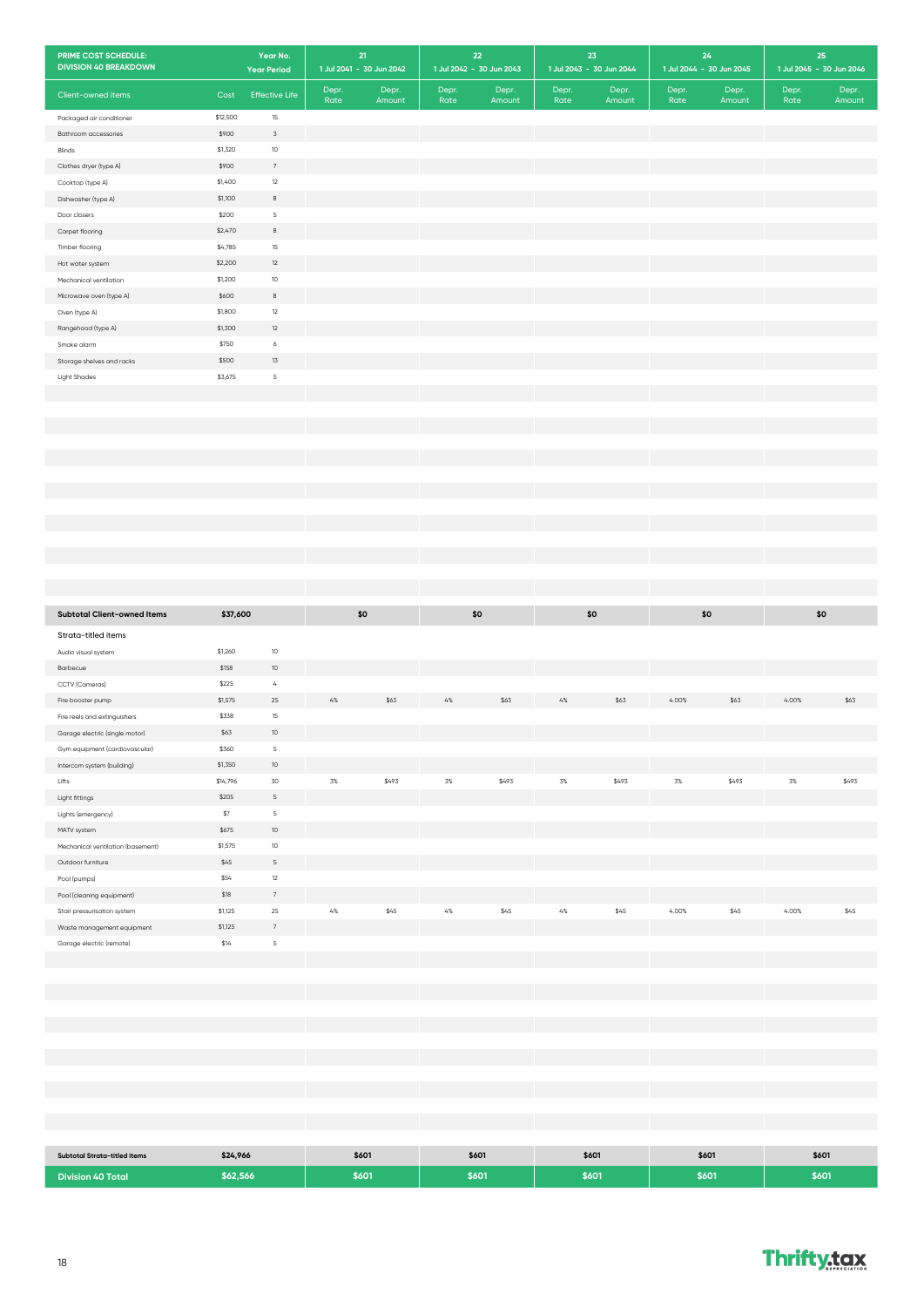| PRIME COST SCHEDULE: DIVISION 40 BREAKDOWN | | Year No. Year Period | 21 1 Jul 2041 - 30 Jun 2042 | | 22 1 Jul 2042 - 30 Jun 2043 | | 23 1 Jul 2043 - 30 Jun 2044 | | 24 1 Jul 2044 - 30 Jun 2045 | | 25 1 Jul 2045 - 30 Jun 2046 | |
|---|---|---|---|---|---|---|---|---|---|---|---|---|
| Client-owned items | Cost | Effective Life | Depr. Rate | Depr. Amount | Depr. Rate | Depr. Amount | Depr. Rate | Depr. Amount | Depr. Rate | Depr. Amount | Depr. Rate | Depr. Amount |
| Packaged air conditioner | $12,500 | 15 | | | | | | | | | | |
| Bathroom accessories | $900 | 3 | | | | | | | | | | |
| Blinds | $1,320 | 10 | | | | | | | | | | |
| Clothes dryer (type A) | $900 | 7 | | | | | | | | | | |
| Cooktop (type A) | $1,400 | 12 | | | | | | | | | | |
| Dishwasher (type A) | $1,100 | 8 | | | | | | | | | | |
| Door closers | $200 | 5 | | | | | | | | | | |
| Carpet flooring | $2,470 | 8 | | | | | | | | | | |
| Timber flooring | $4,785 | 15 | | | | | | | | | | |
| Hot water system | $2,200 | 12 | | | | | | | | | | |
| Mechanical ventilation | $1,200 | 10 | | | | | | | | | | |
| Microwave oven (type A) | $600 | 8 | | | | | | | | | | |
| Oven (type A) | $1,800 | 12 | | | | | | | | | | |
| Rangehood (type A) | $1,300 | 12 | | | | | | | | | | |
| Smoke alarm | $750 | 6 | | | | | | | | | | |
| Storage shelves and racks | $500 | 13 | | | | | | | | | | |
| Light Shades | $3,675 | 5 | | | | | | | | | | |
| **Subtotal Client-owned Items** | **$37,600** | | **$0** | | **$0** | | **$0** | | **$0** | | **$0** | |
| Strata-titled items | | | | | | | | | | | | |
| Audio visual system | $1,260 | 10 | | | | | | | | | | |
| Barbecue | $158 | 10 | | | | | | | | | | |
| CCTV (Cameras) | $225 | 4 | | | | | | | | | | |
| Fire booster pump | $1,575 | 25 | 4% | $63 | 4% | $63 | 4% | $63 | 4.00% | $63 | 4.00% | $63 |
| Fire reels and extinguishers | $338 | 15 | | | | | | | | | | |
| Garage electric (single motor) | $63 | 10 | | | | | | | | | | |
| Gym equipment (cardiovascular) | $360 | 5 | | | | | | | | | | |
| Intercom system (building) | $1,350 | 10 | | | | | | | | | | |
| Lifts | $14,796 | 30 | 3% | $493 | 3% | $493 | 3% | $493 | 3% | $493 | 3% | $493 |
| Light fittings | $205 | 5 | | | | | | | | | | |
| Lights (emergency) | $7 | 5 | | | | | | | | | | |
| MATV system | $675 | 10 | | | | | | | | | | |
| Mechanical ventilation (basement) | $1,575 | 10 | | | | | | | | | | |
| Outdoor furniture | $45 | 5 | | | | | | | | | | |
| Pool (pumps) | $54 | 12 | | | | | | | | | | |
| Pool (cleaning equipment) | $18 | 7 | | | | | | | | | | |
| Stair pressurisation system | $1,125 | 25 | 4% | $45 | 4% | $45 | 4% | $45 | 4.00% | $45 | 4.00% | $45 |
| Waste management equipment | $1,125 | 7 | | | | | | | | | | |
| Garage electric (remote) | $14 | 5 | | | | | | | | | | |
| **Subtotal Strata-titled items** | **$24,966** | | **$601** | | **$601** | | **$601** | | **$601** | | **$601** | |
| **Division 40 Total** | **$62,566** | | **$601** | | **$601** | | **$601** | | **$601** | | **$601** | |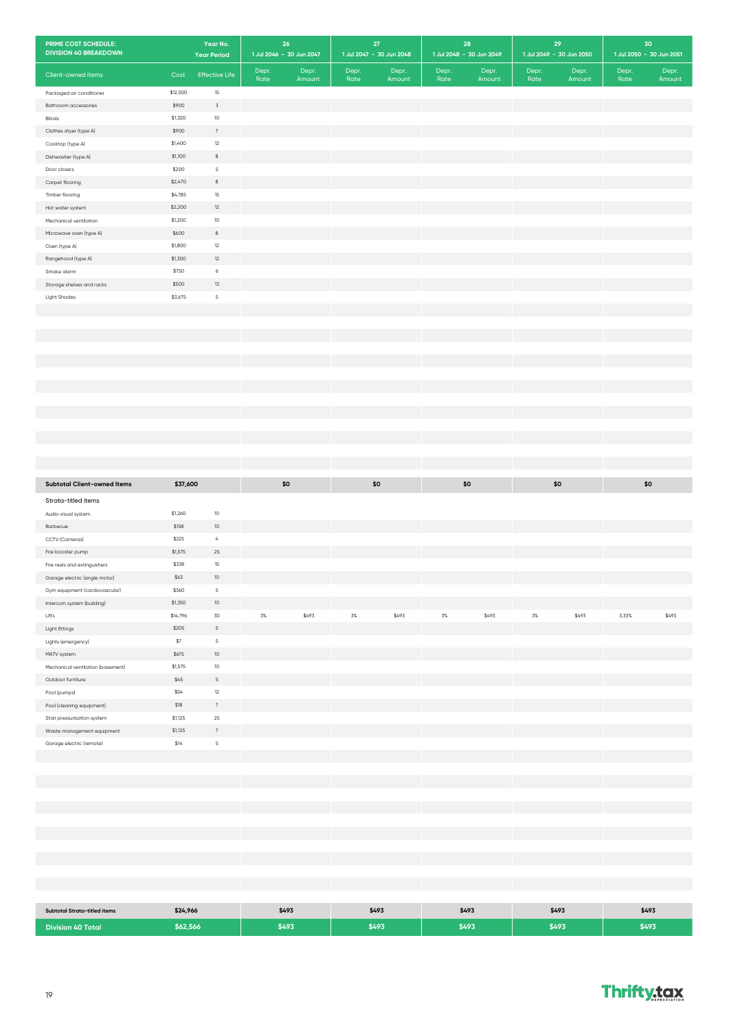| PRIME COST SCHEDULE: DIVISION 40 BREAKDOWN | Year No. | Year Period | 26 | 1 Jul 2046 - 30 Jun 2047 | 27 | 1 Jul 2047 - 30 Jun 2048 | 28 | 1 Jul 2048 - 30 Jun 2049 | 29 | 1 Jul 2049 - 30 Jun 2050 | 30 | 1 Jul 2050 - 30 Jun 2051 |
|---|---|---|---|---|---|---|---|---|---|---|---|---|
| Client-owned items | Cost | Effective Life | Depr. Rate | Depr. Amount | Depr. Rate | Depr. Amount | Depr. Rate | Depr. Amount | Depr. Rate | Depr. Amount | Depr. Rate | Depr. Amount |
| Packaged air conditioner | $12,500 | 15 | | | | | | | | | | |
| Bathroom accessories | $900 | 3 | | | | | | | | | | |
| Blinds | $1,320 | 10 | | | | | | | | | | |
| Clothes dryer (type A) | $900 | 7 | | | | | | | | | | |
| Cooktop (type A) | $1,400 | 12 | | | | | | | | | | |
| Dishwasher (type A) | $1,100 | 8 | | | | | | | | | | |
| Door closers | $200 | 5 | | | | | | | | | | |
| Carpet flooring | $2,470 | 8 | | | | | | | | | | |
| Timber flooring | $4,785 | 15 | | | | | | | | | | |
| Hot water system | $2,200 | 12 | | | | | | | | | | |
| Mechanical ventilation | $1,200 | 10 | | | | | | | | | | |
| Microwave oven (type A) | $600 | 8 | | | | | | | | | | |
| Oven (type A) | $1,800 | 12 | | | | | | | | | | |
| Rangehood (type A) | $1,300 | 12 | | | | | | | | | | |
| Smoke alarm | $750 | 6 | | | | | | | | | | |
| Storage shelves and racks | $500 | 13 | | | | | | | | | | |
| Light Shades | $3,675 | 5 | | | | | | | | | | |
| **Subtotal Client-owned Items** | **$37,600** | | | **$0** | | **$0** | | **$0** | | **$0** | | **$0** |
| Strata-titled items | | | | | | | | | | | | |
| Audio visual system | $1,260 | 10 | | | | | | | | | | |
| Barbecue | $158 | 10 | | | | | | | | | | |
| CCTV (Cameras) | $225 | 4 | | | | | | | | | | |
| Fire booster pump | $1,575 | 25 | | | | | | | | | | |
| Fire reels and extinguishers | $338 | 15 | | | | | | | | | | |
| Garage electric (single motor) | $63 | 10 | | | | | | | | | | |
| Gym equipment (cardiovascular) | $360 | 5 | | | | | | | | | | |
| Intercom system (building) | $1,350 | 10 | | | | | | | | | | |
| Lifts | $14,796 | 30 | 3% | $493 | 3% | $493 | 3% | $493 | 3% | $493 | 3.33% | $493 |
| Light fittings | $205 | 5 | | | | | | | | | | |
| Lights (emergency) | $7 | 5 | | | | | | | | | | |
| MATV system | $675 | 10 | | | | | | | | | | |
| Mechanical ventilation (basement) | $1,575 | 10 | | | | | | | | | | |
| Outdoor furniture | $45 | 5 | | | | | | | | | | |
| Pool (pumps) | $54 | 12 | | | | | | | | | | |
| Pool (cleaning equipment) | $18 | 7 | | | | | | | | | | |
| Stair pressurisation system | $1,125 | 25 | | | | | | | | | | |
| Waste management equipment | $1,125 | 7 | | | | | | | | | | |
| Garage electric (remote) | $14 | 5 | | | | | | | | | | |
| **Subtotal Strata-titled items** | **$24,966** | | | **$493** | | **$493** | | **$493** | | **$493** | | **$493** |
| **Division 40 Total** | **$62,566** | | | **$493** | | **$493** | | **$493** | | **$493** | | **$493** |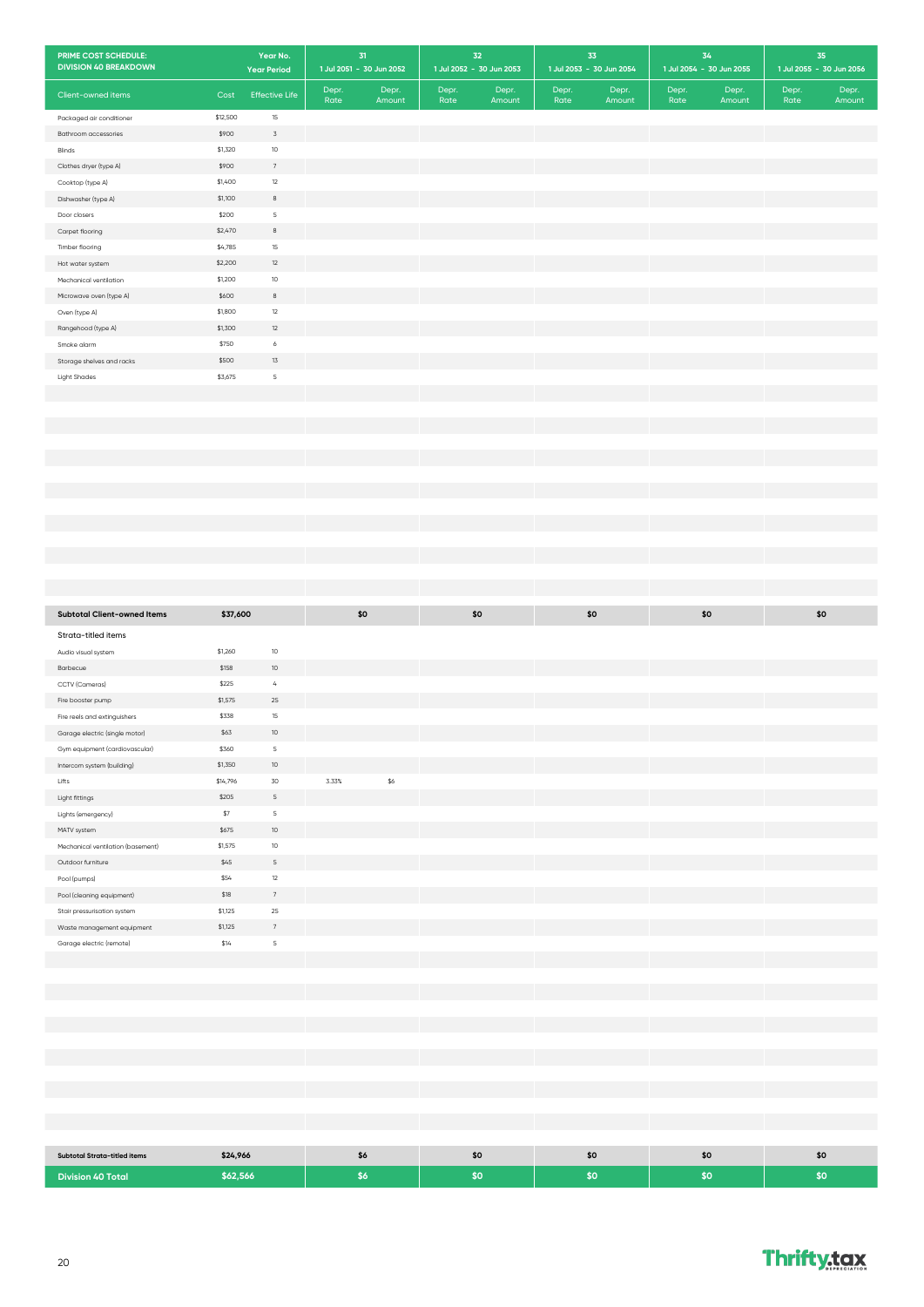| PRIME COST SCHEDULE: DIVISION 40 BREAKDOWN | Year No. | Year Period | 31 1 Jul 2051 - 30 Jun 2052 | | 32 1 Jul 2052 - 30 Jun 2053 | | 33 1 Jul 2053 - 30 Jun 2054 | | 34 1 Jul 2054 - 30 Jun 2055 | | 35 1 Jul 2055 - 30 Jun 2056 | |
|---|---|---|---|---|---|---|---|---|---|---|---|---|
| Client-owned items | Cost | Effective Life | Depr. Rate | Depr. Amount | Depr. Rate | Depr. Amount | Depr. Rate | Depr. Amount | Depr. Rate | Depr. Amount | Depr. Rate | Depr. Amount |
| Packaged air conditioner | $12,500 | 15 | | | | | | | | | | |
| Bathroom accessories | $900 | 3 | | | | | | | | | | |
| Blinds | $1,320 | 10 | | | | | | | | | | |
| Clothes dryer (type A) | $900 | 7 | | | | | | | | | | |
| Cooktop (type A) | $1,400 | 12 | | | | | | | | | | |
| Dishwasher (type A) | $1,100 | 8 | | | | | | | | | | |
| Door closers | $200 | 5 | | | | | | | | | | |
| Carpet flooring | $2,470 | 8 | | | | | | | | | | |
| Timber flooring | $4,785 | 15 | | | | | | | | | | |
| Hot water system | $2,200 | 12 | | | | | | | | | | |
| Mechanical ventilation | $1,200 | 10 | | | | | | | | | | |
| Microwave oven (type A) | $600 | 8 | | | | | | | | | | |
| Oven (type A) | $1,800 | 12 | | | | | | | | | | |
| Rangehood (type A) | $1,300 | 12 | | | | | | | | | | |
| Smoke alarm | $750 | 6 | | | | | | | | | | |
| Storage shelves and racks | $500 | 13 | | | | | | | | | | |
| Light Shades | $3,675 | 5 | | | | | | | | | | |
| **Subtotal Client-owned Items** | **$37,600** | | | **$0** | | **$0** | | **$0** | | **$0** | | **$0** |
| Strata-titled items | | | | | | | | | | | | |
| Audio visual system | $1,260 | 10 | | | | | | | | | | |
| Barbecue | $158 | 10 | | | | | | | | | | |
| CCTV (Cameras) | $225 | 4 | | | | | | | | | | |
| Fire booster pump | $1,575 | 25 | | | | | | | | | | |
| Fire reels and extinguishers | $338 | 15 | | | | | | | | | | |
| Garage electric (single motor) | $63 | 10 | | | | | | | | | | |
| Gym equipment (cardiovascular) | $360 | 5 | | | | | | | | | | |
| Intercom system (building) | $1,350 | 10 | | | | | | | | | | |
| Lifts | $14,796 | 30 | 3.33% | $6 | | | | | | | | |
| Light fittings | $205 | 5 | | | | | | | | | | |
| Lights (emergency) | $7 | 5 | | | | | | | | | | |
| MATV system | $675 | 10 | | | | | | | | | | |
| Mechanical ventilation (basement) | $1,575 | 10 | | | | | | | | | | |
| Outdoor furniture | $45 | 5 | | | | | | | | | | |
| Pool (pumps) | $54 | 12 | | | | | | | | | | |
| Pool (cleaning equipment) | $18 | 7 | | | | | | | | | | |
| Stair pressurisation system | $1,125 | 25 | | | | | | | | | | |
| Waste management equipment | $1,125 | 7 | | | | | | | | | | |
| Garage electric (remote) | $14 | 5 | | | | | | | | | | |
| **Subtotal Strata-titled items** | **$24,966** | | | **$6** | | **$0** | | **$0** | | **$0** | | **$0** |
| **Division 40 Total** | **$62,566** | | | **$6** | | **$0** | | **$0** | | **$0** | | **$0** |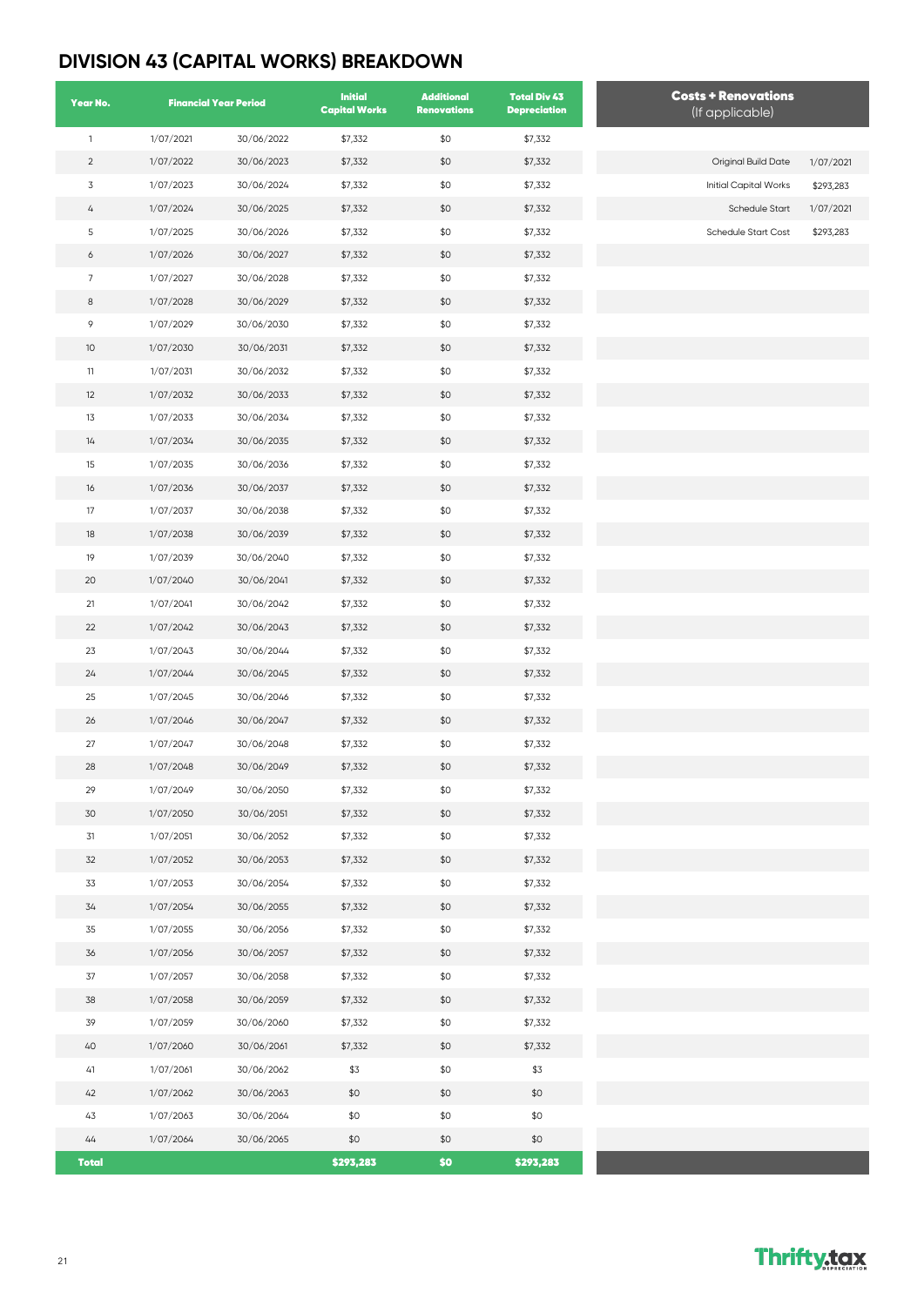# DIVISION 43 (CAPITAL WORKS) BREAKDOWN

| Year No. | Financial Year Period | | Initial Capital Works | Additional Renovations | Total Div 43 Depreciation |
|---|---|---|---|---|---|
| 1 | 1/07/2021 | 30/06/2022 | $7,332 | $0 | $7,332 |
| 2 | 1/07/2022 | 30/06/2023 | $7,332 | $0 | $7,332 |
| 3 | 1/07/2023 | 30/06/2024 | $7,332 | $0 | $7,332 |
| 4 | 1/07/2024 | 30/06/2025 | $7,332 | $0 | $7,332 |
| 5 | 1/07/2025 | 30/06/2026 | $7,332 | $0 | $7,332 |
| 6 | 1/07/2026 | 30/06/2027 | $7,332 | $0 | $7,332 |
| 7 | 1/07/2027 | 30/06/2028 | $7,332 | $0 | $7,332 |
| 8 | 1/07/2028 | 30/06/2029 | $7,332 | $0 | $7,332 |
| 9 | 1/07/2029 | 30/06/2030 | $7,332 | $0 | $7,332 |
| 10 | 1/07/2030 | 30/06/2031 | $7,332 | $0 | $7,332 |
| 11 | 1/07/2031 | 30/06/2032 | $7,332 | $0 | $7,332 |
| 12 | 1/07/2032 | 30/06/2033 | $7,332 | $0 | $7,332 |
| 13 | 1/07/2033 | 30/06/2034 | $7,332 | $0 | $7,332 |
| 14 | 1/07/2034 | 30/06/2035 | $7,332 | $0 | $7,332 |
| 15 | 1/07/2035 | 30/06/2036 | $7,332 | $0 | $7,332 |
| 16 | 1/07/2036 | 30/06/2037 | $7,332 | $0 | $7,332 |
| 17 | 1/07/2037 | 30/06/2038 | $7,332 | $0 | $7,332 |
| 18 | 1/07/2038 | 30/06/2039 | $7,332 | $0 | $7,332 |
| 19 | 1/07/2039 | 30/06/2040 | $7,332 | $0 | $7,332 |
| 20 | 1/07/2040 | 30/06/2041 | $7,332 | $0 | $7,332 |
| 21 | 1/07/2041 | 30/06/2042 | $7,332 | $0 | $7,332 |
| 22 | 1/07/2042 | 30/06/2043 | $7,332 | $0 | $7,332 |
| 23 | 1/07/2043 | 30/06/2044 | $7,332 | $0 | $7,332 |
| 24 | 1/07/2044 | 30/06/2045 | $7,332 | $0 | $7,332 |
| 25 | 1/07/2045 | 30/06/2046 | $7,332 | $0 | $7,332 |
| 26 | 1/07/2046 | 30/06/2047 | $7,332 | $0 | $7,332 |
| 27 | 1/07/2047 | 30/06/2048 | $7,332 | $0 | $7,332 |
| 28 | 1/07/2048 | 30/06/2049 | $7,332 | $0 | $7,332 |
| 29 | 1/07/2049 | 30/06/2050 | $7,332 | $0 | $7,332 |
| 30 | 1/07/2050 | 30/06/2051 | $7,332 | $0 | $7,332 |
| 31 | 1/07/2051 | 30/06/2052 | $7,332 | $0 | $7,332 |
| 32 | 1/07/2052 | 30/06/2053 | $7,332 | $0 | $7,332 |
| 33 | 1/07/2053 | 30/06/2054 | $7,332 | $0 | $7,332 |
| 34 | 1/07/2054 | 30/06/2055 | $7,332 | $0 | $7,332 |
| 35 | 1/07/2055 | 30/06/2056 | $7,332 | $0 | $7,332 |
| 36 | 1/07/2056 | 30/06/2057 | $7,332 | $0 | $7,332 |
| 37 | 1/07/2057 | 30/06/2058 | $7,332 | $0 | $7,332 |
| 38 | 1/07/2058 | 30/06/2059 | $7,332 | $0 | $7,332 |
| 39 | 1/07/2059 | 30/06/2060 | $7,332 | $0 | $7,332 |
| 40 | 1/07/2060 | 30/06/2061 | $7,332 | $0 | $7,332 |
| 41 | 1/07/2061 | 30/06/2062 | $3 | $0 | $3 |
| 42 | 1/07/2062 | 30/06/2063 | $0 | $0 | $0 |
| 43 | 1/07/2063 | 30/06/2064 | $0 | $0 | $0 |
| 44 | 1/07/2064 | 30/06/2065 | $0 | $0 | $0 |
| **Total** | | | **$293,283** | **$0** | **$293,283** |

| Costs + Renovations (If applicable) | |
|---|---|
| Original Build Date | 1/07/2021 |
| Initial Capital Works | $293,283 |
| Schedule Start | 1/07/2021 |
| Schedule Start Cost | $293,283 |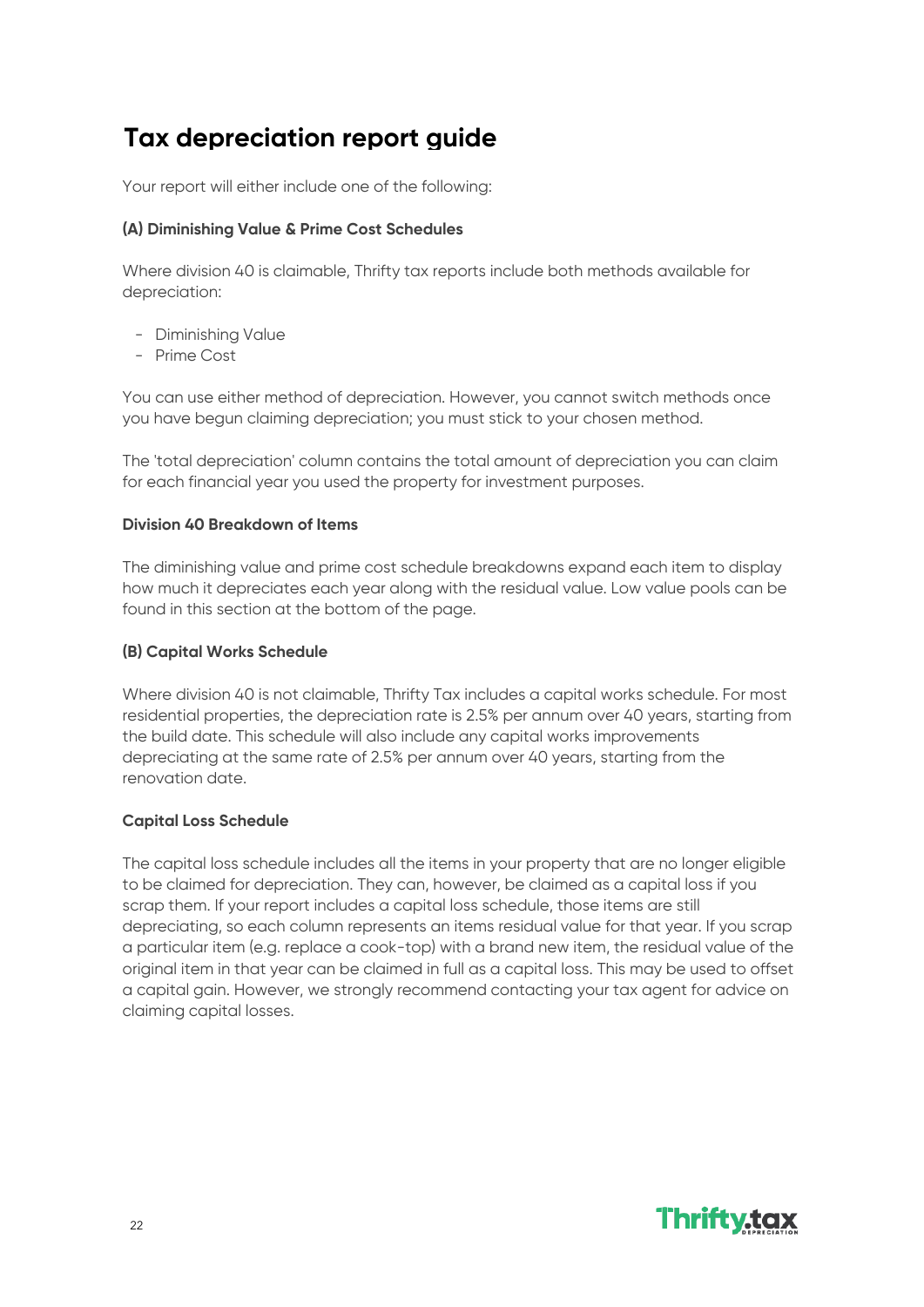# Tax depreciation report guide

Your report will either include one of the following:

**(A) Diminishing Value & Prime Cost Schedules**

Where division 40 is claimable, Thrifty tax reports include both methods available for depreciation:

- Diminishing Value
- Prime Cost

You can use either method of depreciation. However, you cannot switch methods once you have begun claiming depreciation; you must stick to your chosen method.

The 'total depreciation' column contains the total amount of depreciation you can claim for each financial year you used the property for investment purposes.

**Division 40 Breakdown of Items**

The diminishing value and prime cost schedule breakdowns expand each item to display how much it depreciates each year along with the residual value. Low value pools can be found in this section at the bottom of the page.

**(B) Capital Works Schedule**

Where division 40 is not claimable, Thrifty Tax includes a capital works schedule. For most residential properties, the depreciation rate is 2.5% per annum over 40 years, starting from the build date. This schedule will also include any capital works improvements depreciating at the same rate of 2.5% per annum over 40 years, starting from the renovation date.

**Capital Loss Schedule**

The capital loss schedule includes all the items in your property that are no longer eligible to be claimed for depreciation. They can, however, be claimed as a capital loss if you scrap them. If your report includes a capital loss schedule, those items are still depreciating, so each column represents an items residual value for that year. If you scrap a particular item (e.g. replace a cook-top) with a brand new item, the residual value of the original item in that year can be claimed in full as a capital loss. This may be used to offset a capital gain. However, we strongly recommend contacting your tax agent for advice on claiming capital losses.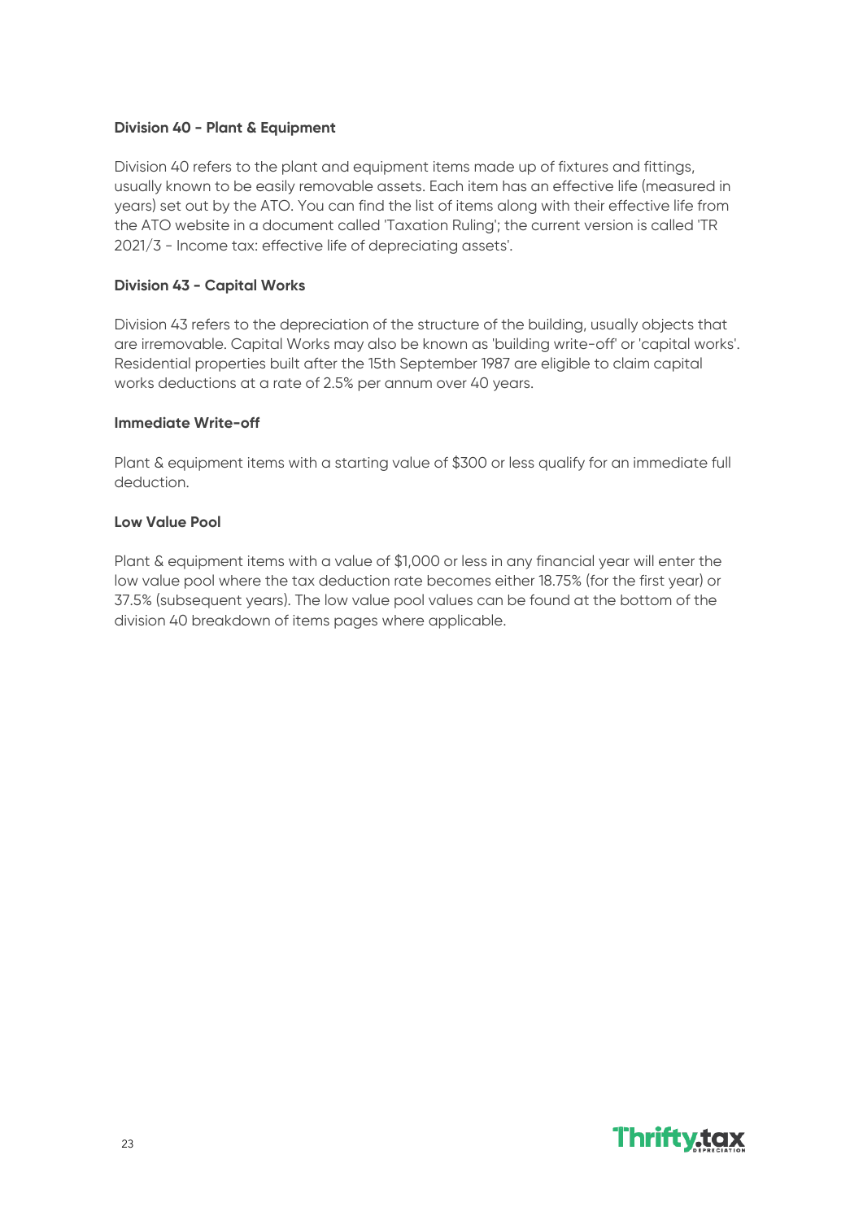**Division 40 - Plant & Equipment**

Division 40 refers to the plant and equipment items made up of fixtures and fittings, usually known to be easily removable assets. Each item has an effective life (measured in years) set out by the ATO. You can find the list of items along with their effective life from the ATO website in a document called 'Taxation Ruling'; the current version is called 'TR 2021/3 - Income tax: effective life of depreciating assets'.

**Division 43 - Capital Works**

Division 43 refers to the depreciation of the structure of the building, usually objects that are irremovable. Capital Works may also be known as 'building write-off' or 'capital works'. Residential properties built after the 15th September 1987 are eligible to claim capital works deductions at a rate of 2.5% per annum over 40 years.

**Immediate Write-off**

Plant & equipment items with a starting value of $300 or less qualify for an immediate full deduction.

**Low Value Pool**

Plant & equipment items with a value of $1,000 or less in any financial year will enter the low value pool where the tax deduction rate becomes either 18.75% (for the first year) or 37.5% (subsequent years). The low value pool values can be found at the bottom of the division 40 breakdown of items pages where applicable.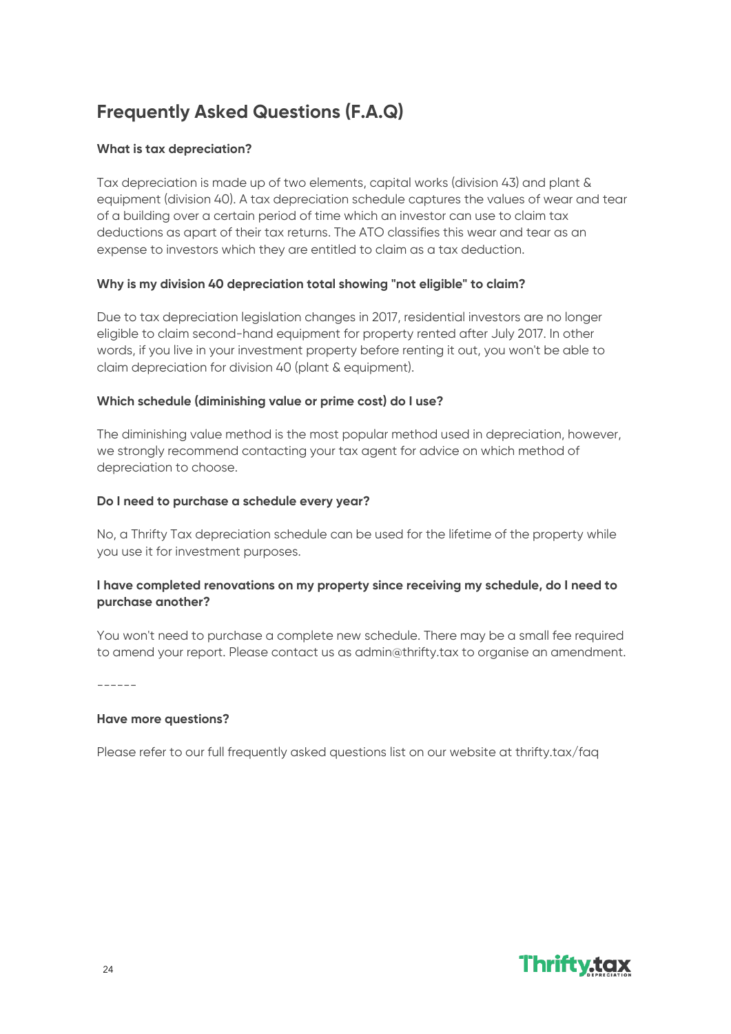# Frequently Asked Questions (F.A.Q)

**What is tax depreciation?**

Tax depreciation is made up of two elements, capital works (division 43) and plant & equipment (division 40). A tax depreciation schedule captures the values of wear and tear of a building over a certain period of time which an investor can use to claim tax deductions as apart of their tax returns. The ATO classifies this wear and tear as an expense to investors which they are entitled to claim as a tax deduction.

**Why is my division 40 depreciation total showing "not eligible" to claim?**

Due to tax depreciation legislation changes in 2017, residential investors are no longer eligible to claim second-hand equipment for property rented after July 2017. In other words, if you live in your investment property before renting it out, you won't be able to claim depreciation for division 40 (plant & equipment).

**Which schedule (diminishing value or prime cost) do I use?**

The diminishing value method is the most popular method used in depreciation, however, we strongly recommend contacting your tax agent for advice on which method of depreciation to choose.

**Do I need to purchase a schedule every year?**

No, a Thrifty Tax depreciation schedule can be used for the lifetime of the property while you use it for investment purposes.

**I have completed renovations on my property since receiving my schedule, do I need to purchase another?**

You won't need to purchase a complete new schedule. There may be a small fee required to amend your report. Please contact us as admin@thrifty.tax to organise an amendment.

------

**Have more questions?**

Please refer to our full frequently asked questions list on our website at thrifty.tax/faq